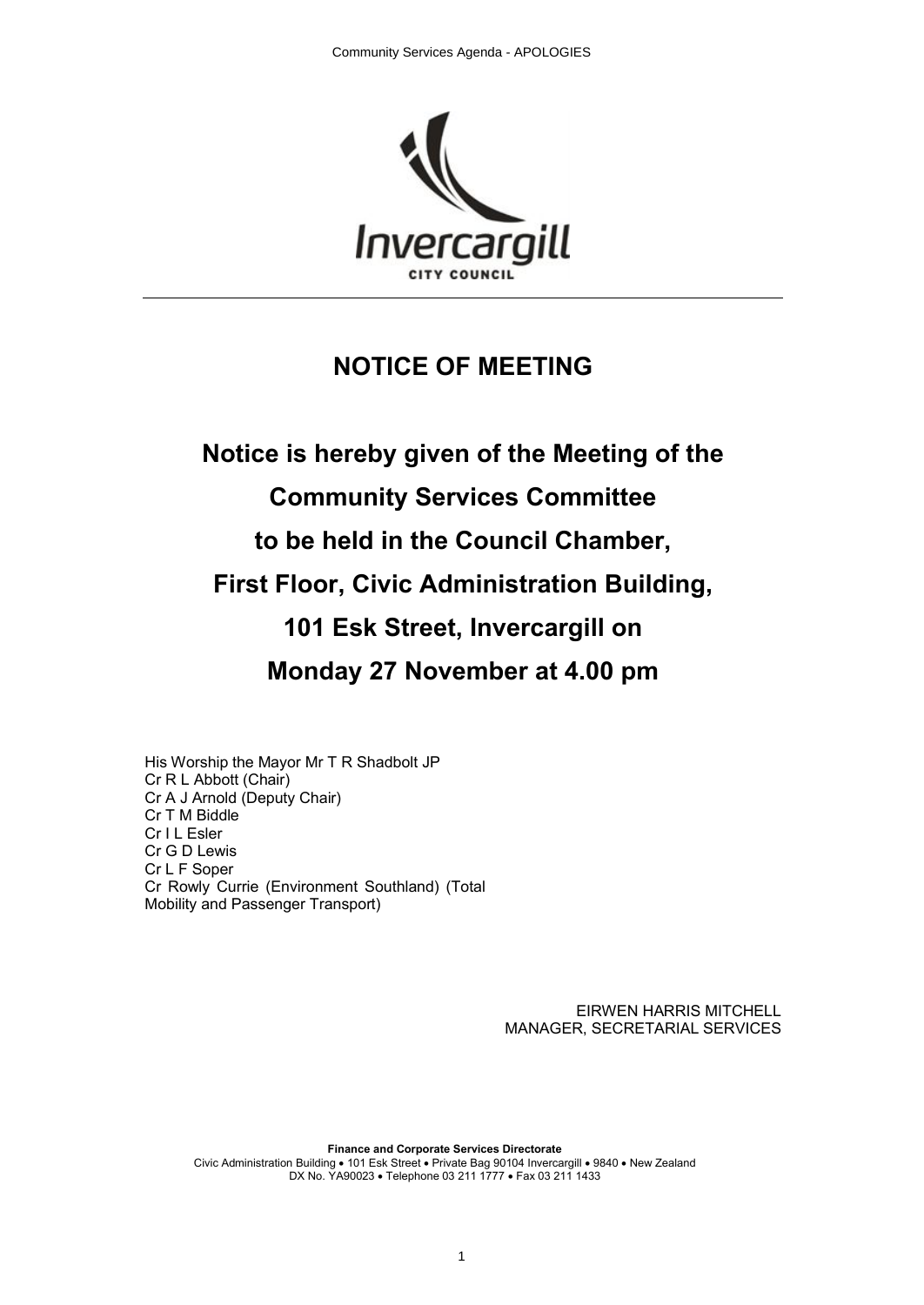# NOTICE OF MEETING

## Notice is hereby given of the Meeting of the Community Services Committee to be held in the Council Chamber, First Floor, Civic Administration Building, 101 Esk Street, Invercargill on Monday 27 November at 4.00 pm

His Worship the Mayor Mr T R Shadbolt JP
Cr R L Abbott (Chair)
Cr A J Arnold (Deputy Chair)
Cr T M Biddle
Cr I L Esler
Cr G D Lewis
Cr L F Soper
Cr Rowly Currie (Environment Southland) (Total Mobility and Passenger Transport)

EIRWEN HARRIS MITCHELL
MANAGER, SECRETARIAL SERVICES

**Finance and Corporate Services Directorate**
Civic Administration Building • 101 Esk Street • Private Bag 90104 Invercargill • 9840 • New Zealand
DX No. YA90023 • Telephone 03 211 1777 • Fax 03 211 1433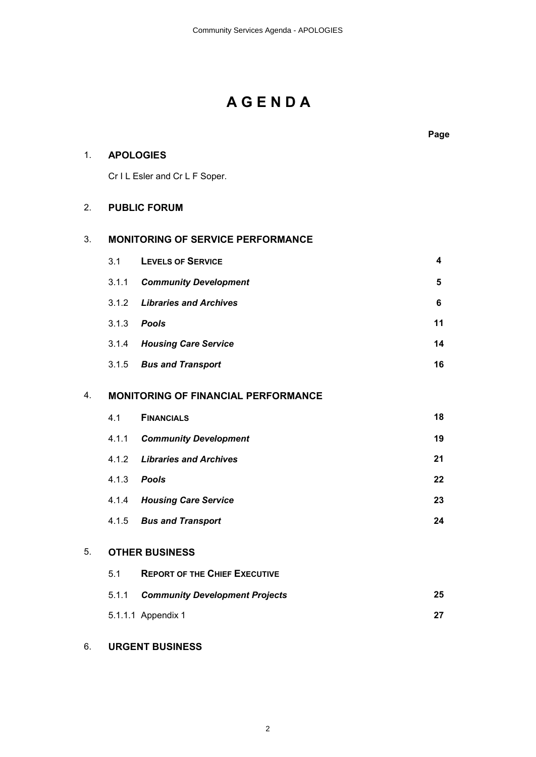# A G E N D A

| | | Page |
|---|---|---|
| 1. | **APOLOGIES** | |
| | Cr I L Esler and Cr L F Soper. | |
| 2. | **PUBLIC FORUM** | |
| 3. | **MONITORING OF SERVICE PERFORMANCE** | |
| 3.1 | **LEVELS OF SERVICE** | **4** |
| 3.1.1 | ***Community Development*** | **5** |
| 3.1.2 | ***Libraries and Archives*** | **6** |
| 3.1.3 | ***Pools*** | **11** |
| 3.1.4 | ***Housing Care Service*** | **14** |
| 3.1.5 | ***Bus and Transport*** | **16** |
| 4. | **MONITORING OF FINANCIAL PERFORMANCE** | |
| 4.1 | **FINANCIALS** | **18** |
| 4.1.1 | ***Community Development*** | **19** |
| 4.1.2 | ***Libraries and Archives*** | **21** |
| 4.1.3 | ***Pools*** | **22** |
| 4.1.4 | ***Housing Care Service*** | **23** |
| 4.1.5 | ***Bus and Transport*** | **24** |
| 5. | **OTHER BUSINESS** | |
| 5.1 | **REPORT OF THE CHIEF EXECUTIVE** | |
| 5.1.1 | ***Community Development Projects*** | **25** |
| 5.1.1.1 | Appendix 1 | **27** |
| 6. | **URGENT BUSINESS** | |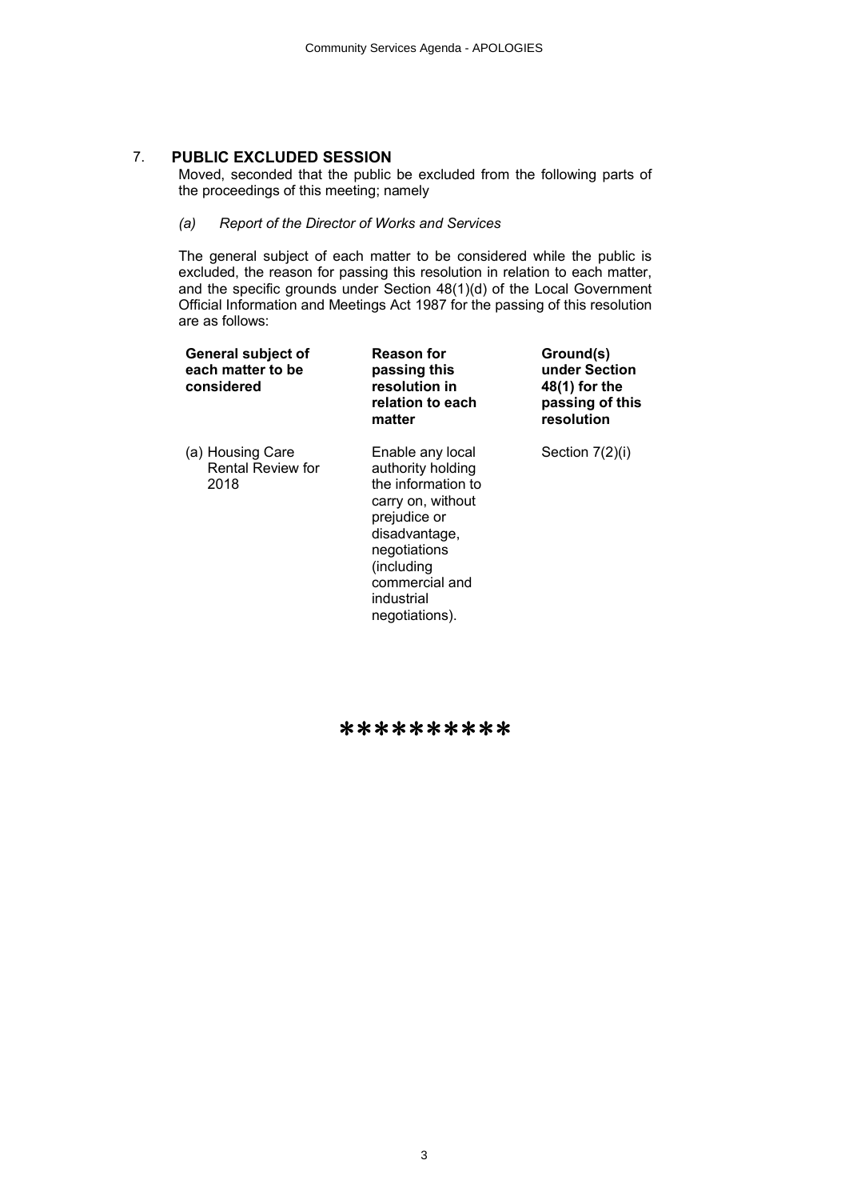## 7. PUBLIC EXCLUDED SESSION

Moved, seconded that the public be excluded from the following parts of the proceedings of this meeting; namely

*(a) Report of the Director of Works and Services*

The general subject of each matter to be considered while the public is excluded, the reason for passing this resolution in relation to each matter, and the specific grounds under Section 48(1)(d) of the Local Government Official Information and Meetings Act 1987 for the passing of this resolution are as follows:

| General subject of each matter to be considered | Reason for passing this resolution in relation to each matter | Ground(s) under Section 48(1) for the passing of this resolution |
|---|---|---|
| (a) Housing Care Rental Review for 2018 | Enable any local authority holding the information to carry on, without prejudice or disadvantage, negotiations (including commercial and industrial negotiations). | Section 7(2)(i) |

**********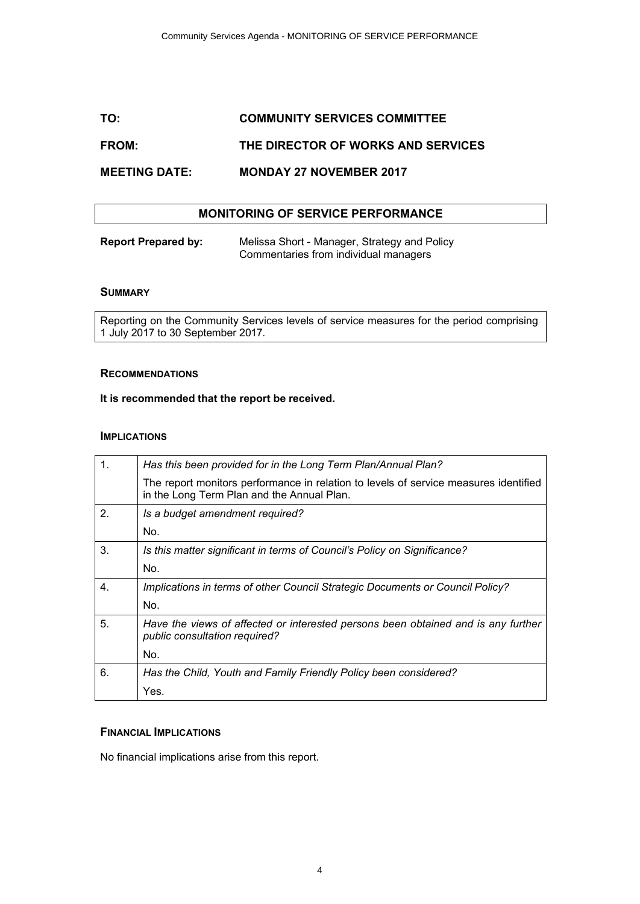**TO:** **COMMUNITY SERVICES COMMITTEE**

**FROM:** **THE DIRECTOR OF WORKS AND SERVICES**

**MEETING DATE:** **MONDAY 27 NOVEMBER 2017**

## MONITORING OF SERVICE PERFORMANCE

**Report Prepared by:** Melissa Short - Manager, Strategy and Policy
Commentaries from individual managers

### SUMMARY

Reporting on the Community Services levels of service measures for the period comprising 1 July 2017 to 30 September 2017.

### RECOMMENDATIONS

**It is recommended that the report be received.**

### IMPLICATIONS

| | |
|---|---|
| 1. | *Has this been provided for in the Long Term Plan/Annual Plan?*<br>The report monitors performance in relation to levels of service measures identified in the Long Term Plan and the Annual Plan. |
| 2. | *Is a budget amendment required?*<br>No. |
| 3. | *Is this matter significant in terms of Council's Policy on Significance?*<br>No. |
| 4. | *Implications in terms of other Council Strategic Documents or Council Policy?*<br>No. |
| 5. | *Have the views of affected or interested persons been obtained and is any further public consultation required?*<br>No. |
| 6. | *Has the Child, Youth and Family Friendly Policy been considered?*<br>Yes. |

### FINANCIAL IMPLICATIONS

No financial implications arise from this report.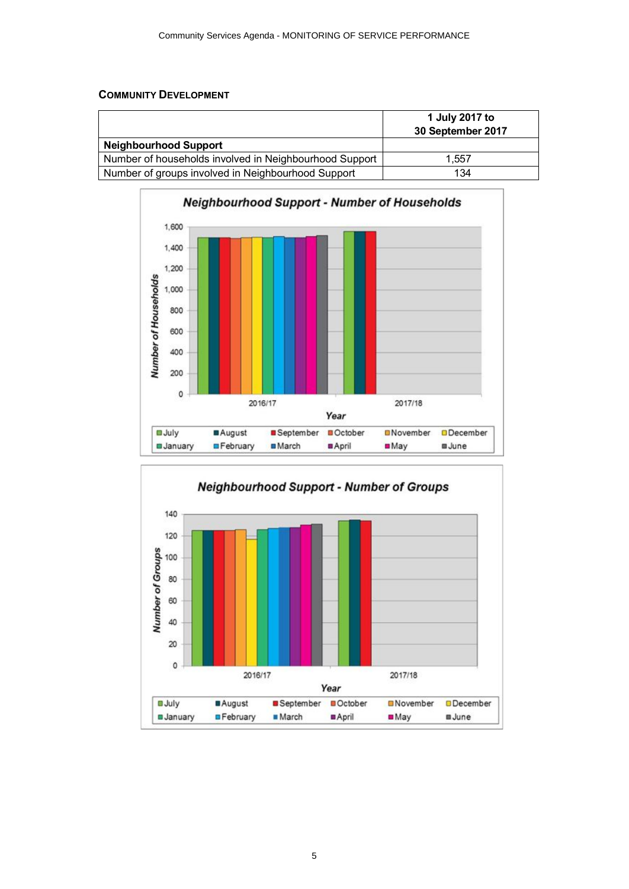## Community Development

| | 1 July 2017 to 30 September 2017 |
|---|---|
| **Neighbourhood Support** | |
| Number of households involved in Neighbourhood Support | 1,557 |
| Number of groups involved in Neighbourhood Support | 134 |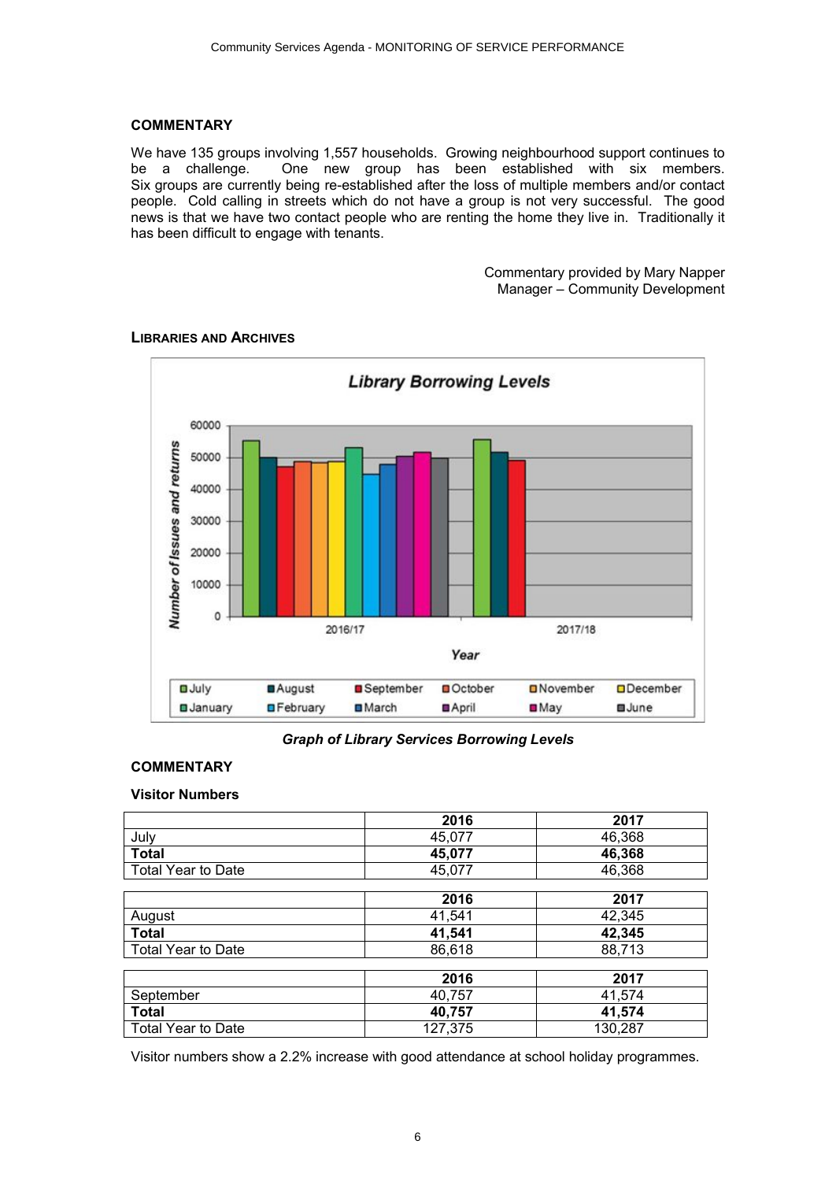## COMMENTARY

We have 135 groups involving 1,557 households. Growing neighbourhood support continues to be a challenge. One new group has been established with six members. Six groups are currently being re-established after the loss of multiple members and/or contact people. Cold calling in streets which do not have a group is not very successful. The good news is that we have two contact people who are renting the home they live in. Traditionally it has been difficult to engage with tenants.

Commentary provided by Mary Napper
Manager – Community Development

## LIBRARIES AND ARCHIVES

***Graph of Library Services Borrowing Levels***

## COMMENTARY

### Visitor Numbers

| | 2016 | 2017 |
|---|---|---|
| July | 45,077 | 46,368 |
| **Total** | **45,077** | **46,368** |
| Total Year to Date | 45,077 | 46,368 |

| | 2016 | 2017 |
|---|---|---|
| August | 41,541 | 42,345 |
| **Total** | **41,541** | **42,345** |
| Total Year to Date | 86,618 | 88,713 |

| | 2016 | 2017 |
|---|---|---|
| September | 40,757 | 41,574 |
| **Total** | **40,757** | **41,574** |
| Total Year to Date | 127,375 | 130,287 |

Visitor numbers show a 2.2% increase with good attendance at school holiday programmes.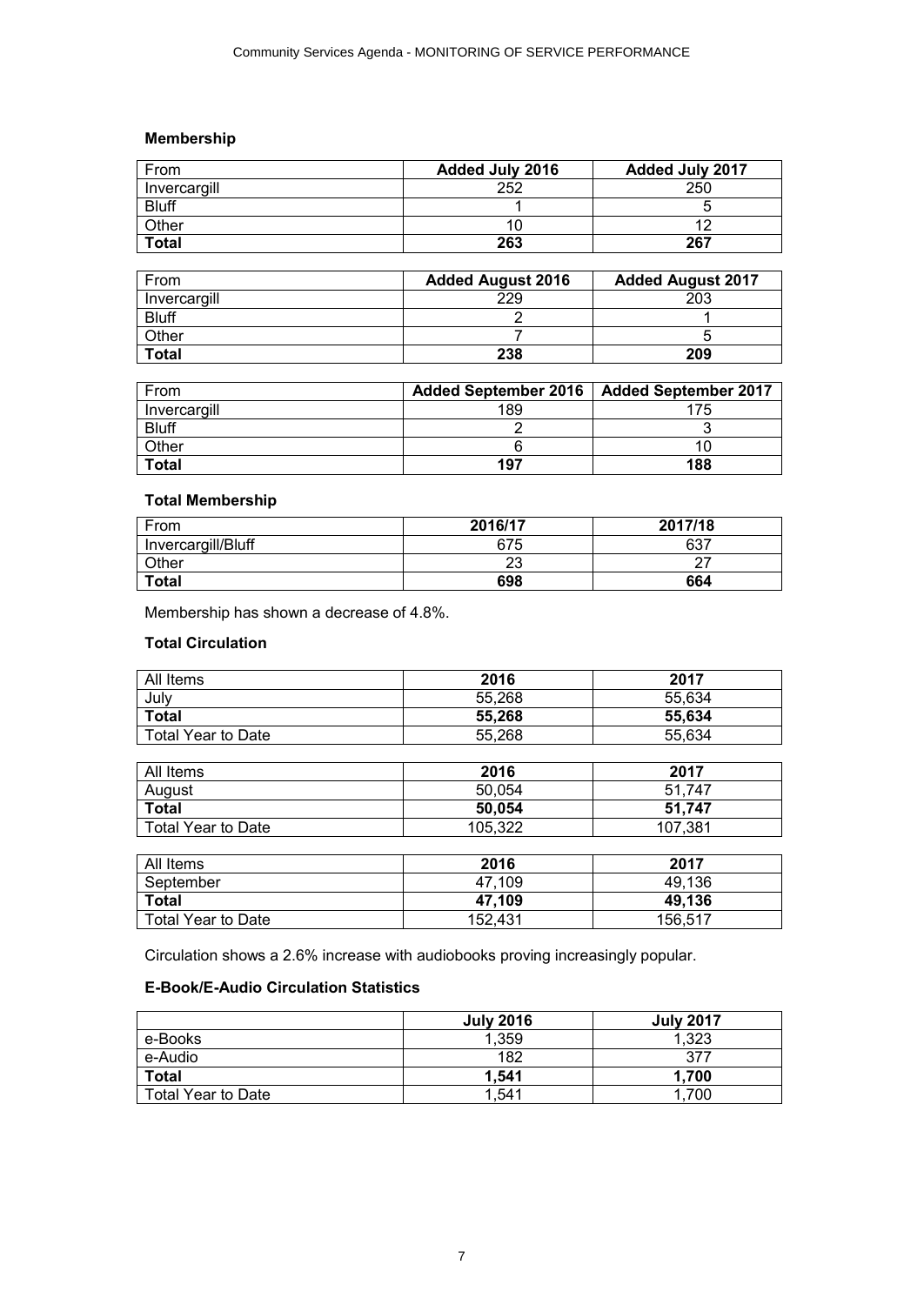## Membership

| From | Added July 2016 | Added July 2017 |
|---|---|---|
| Invercargill | 252 | 250 |
| Bluff | 1 | 5 |
| Other | 10 | 12 |
| **Total** | **263** | **267** |

| From | Added August 2016 | Added August 2017 |
|---|---|---|
| Invercargill | 229 | 203 |
| Bluff | 2 | 1 |
| Other | 7 | 5 |
| **Total** | **238** | **209** |

| From | Added September 2016 | Added September 2017 |
|---|---|---|
| Invercargill | 189 | 175 |
| Bluff | 2 | 3 |
| Other | 6 | 10 |
| **Total** | **197** | **188** |

## Total Membership

| From | 2016/17 | 2017/18 |
|---|---|---|
| Invercargill/Bluff | 675 | 637 |
| Other | 23 | 27 |
| **Total** | **698** | **664** |

Membership has shown a decrease of 4.8%.

## Total Circulation

| All Items | 2016 | 2017 |
|---|---|---|
| July | 55,268 | 55,634 |
| **Total** | **55,268** | **55,634** |
| Total Year to Date | 55,268 | 55,634 |

| All Items | 2016 | 2017 |
|---|---|---|
| August | 50,054 | 51,747 |
| **Total** | **50,054** | **51,747** |
| Total Year to Date | 105,322 | 107,381 |

| All Items | 2016 | 2017 |
|---|---|---|
| September | 47,109 | 49,136 |
| **Total** | **47,109** | **49,136** |
| Total Year to Date | 152,431 | 156,517 |

Circulation shows a 2.6% increase with audiobooks proving increasingly popular.

## E-Book/E-Audio Circulation Statistics

| | July 2016 | July 2017 |
|---|---|---|
| e-Books | 1,359 | 1,323 |
| e-Audio | 182 | 377 |
| **Total** | **1,541** | **1,700** |
| Total Year to Date | 1,541 | 1,700 |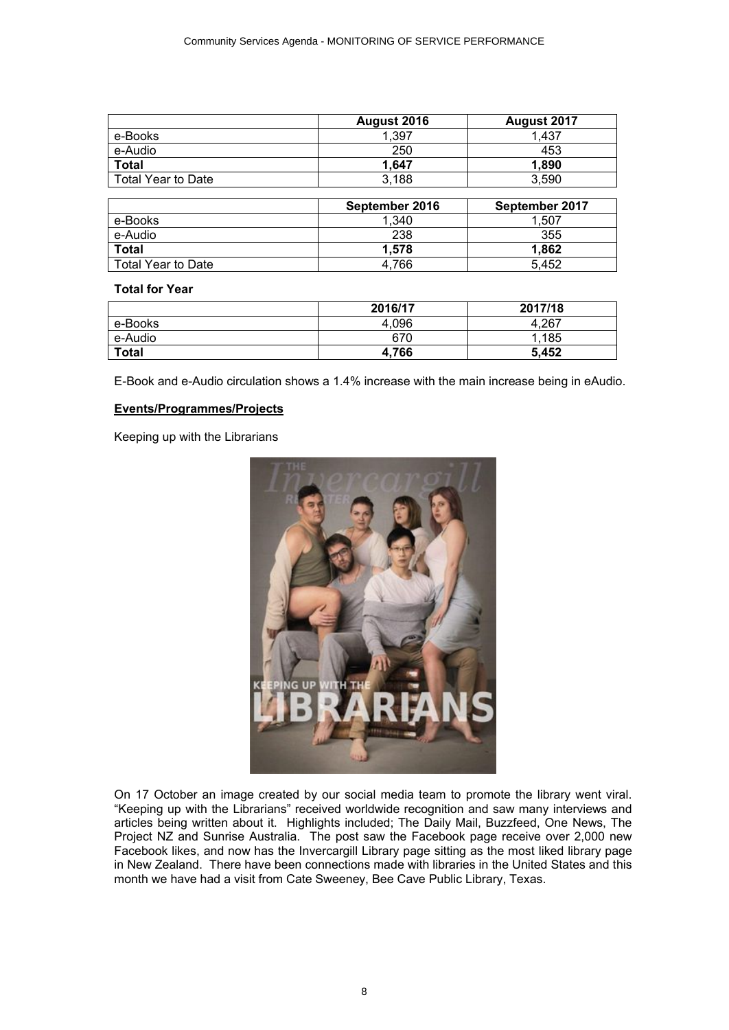| | August 2016 | August 2017 |
|---|---|---|
| e-Books | 1,397 | 1,437 |
| e-Audio | 250 | 453 |
| **Total** | **1,647** | **1,890** |
| Total Year to Date | 3,188 | 3,590 |

| | September 2016 | September 2017 |
|---|---|---|
| e-Books | 1,340 | 1,507 |
| e-Audio | 238 | 355 |
| **Total** | **1,578** | **1,862** |
| Total Year to Date | 4,766 | 5,452 |

**Total for Year**

| | 2016/17 | 2017/18 |
|---|---|---|
| e-Books | 4,096 | 4,267 |
| e-Audio | 670 | 1,185 |
| **Total** | **4,766** | **5,452** |

E-Book and e-Audio circulation shows a 1.4% increase with the main increase being in eAudio.

**Events/Programmes/Projects**

Keeping up with the Librarians

On 17 October an image created by our social media team to promote the library went viral. "Keeping up with the Librarians" received worldwide recognition and saw many interviews and articles being written about it. Highlights included; The Daily Mail, Buzzfeed, One News, The Project NZ and Sunrise Australia. The post saw the Facebook page receive over 2,000 new Facebook likes, and now has the Invercargill Library page sitting as the most liked library page in New Zealand. There have been connections made with libraries in the United States and this month we have had a visit from Cate Sweeney, Bee Cave Public Library, Texas.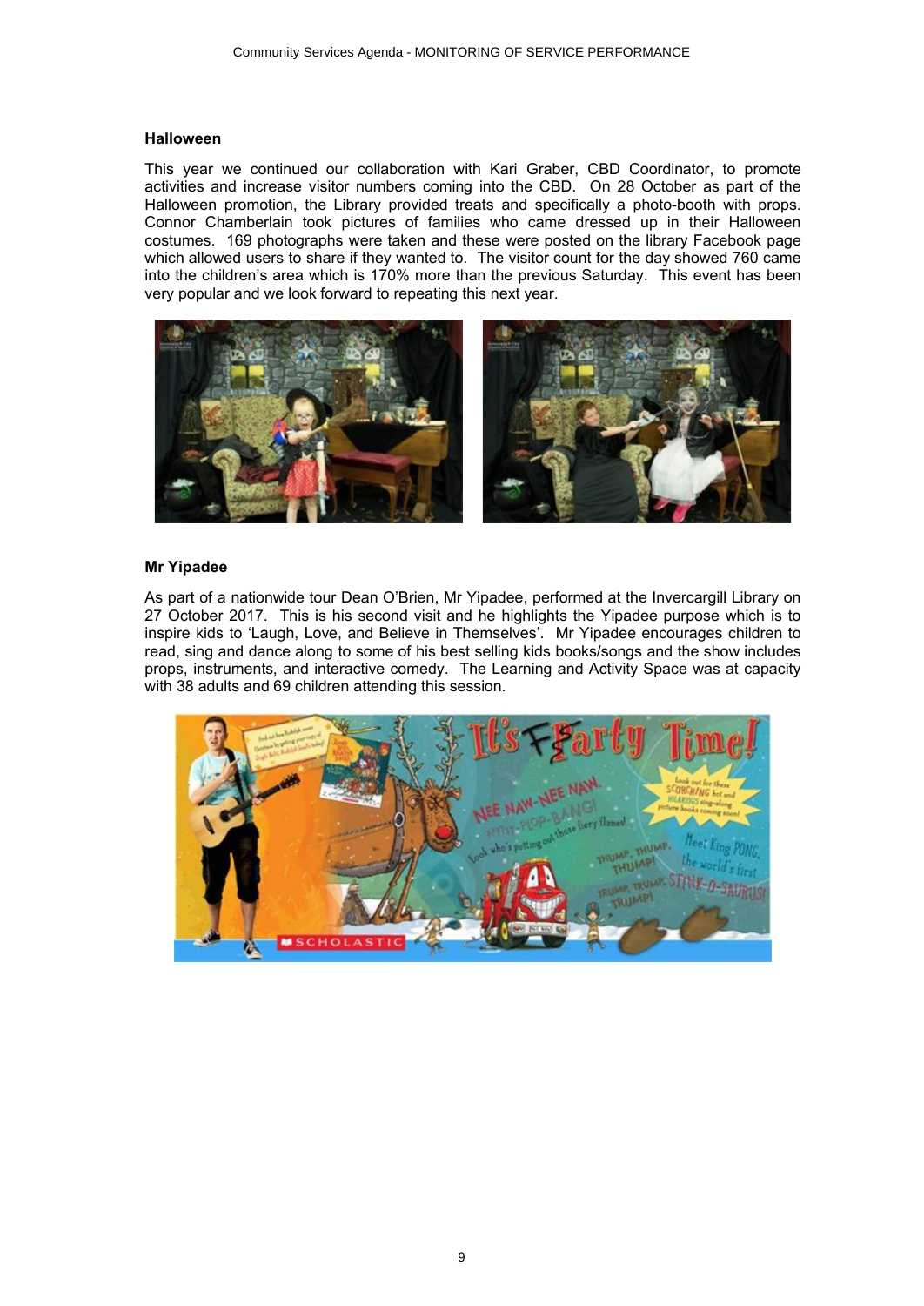### Halloween

This year we continued our collaboration with Kari Graber, CBD Coordinator, to promote activities and increase visitor numbers coming into the CBD. On 28 October as part of the Halloween promotion, the Library provided treats and specifically a photo-booth with props. Connor Chamberlain took pictures of families who came dressed up in their Halloween costumes. 169 photographs were taken and these were posted on the library Facebook page which allowed users to share if they wanted to. The visitor count for the day showed 760 came into the children's area which is 170% more than the previous Saturday. This event has been very popular and we look forward to repeating this next year.

### Mr Yipadee

As part of a nationwide tour Dean O'Brien, Mr Yipadee, performed at the Invercargill Library on 27 October 2017. This is his second visit and he highlights the Yipadee purpose which is to inspire kids to 'Laugh, Love, and Believe in Themselves'. Mr Yipadee encourages children to read, sing and dance along to some of his best selling kids books/songs and the show includes props, instruments, and interactive comedy. The Learning and Activity Space was at capacity with 38 adults and 69 children attending this session.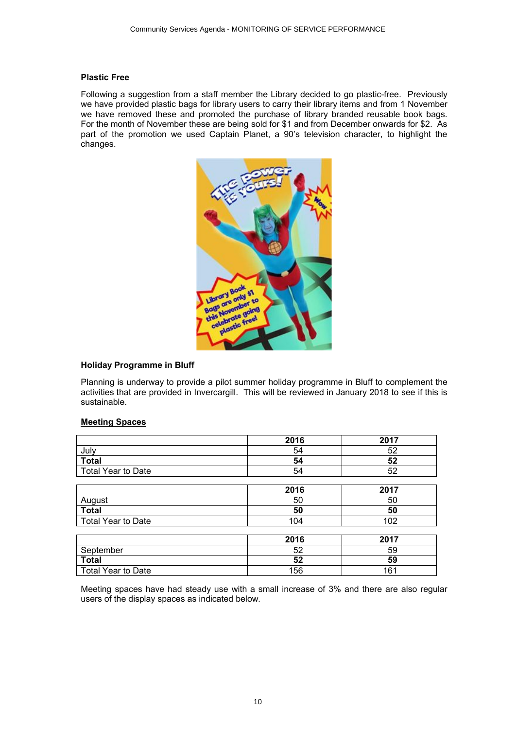### Plastic Free

Following a suggestion from a staff member the Library decided to go plastic-free. Previously we have provided plastic bags for library users to carry their library items and from 1 November we have removed these and promoted the purchase of library branded reusable book bags. For the month of November these are being sold for $1 and from December onwards for $2. As part of the promotion we used Captain Planet, a 90's television character, to highlight the changes.

### Holiday Programme in Bluff

Planning is underway to provide a pilot summer holiday programme in Bluff to complement the activities that are provided in Invercargill. This will be reviewed in January 2018 to see if this is sustainable.

### <u>Meeting Spaces</u>

| | 2016 | 2017 |
|---|---|---|
| July | 54 | 52 |
| **Total** | **54** | **52** |
| Total Year to Date | 54 | 52 |

| | 2016 | 2017 |
|---|---|---|
| August | 50 | 50 |
| **Total** | **50** | **50** |
| Total Year to Date | 104 | 102 |

| | 2016 | 2017 |
|---|---|---|
| September | 52 | 59 |
| **Total** | **52** | **59** |
| Total Year to Date | 156 | 161 |

Meeting spaces have had steady use with a small increase of 3% and there are also regular users of the display spaces as indicated below.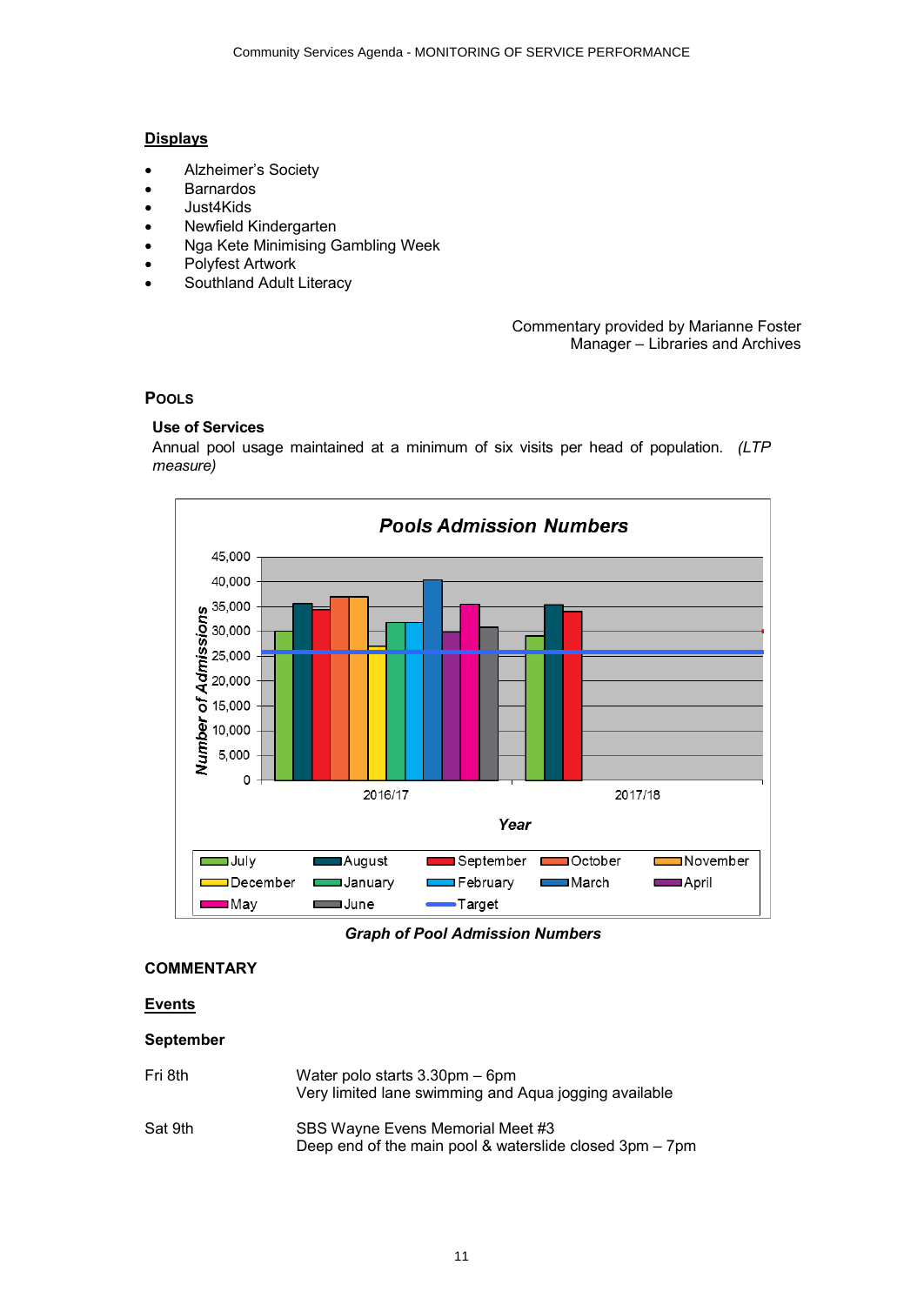## Displays

- Alzheimer's Society
- Barnardos
- Just4Kids
- Newfield Kindergarten
- Nga Kete Minimising Gambling Week
- Polyfest Artwork
- Southland Adult Literacy

Commentary provided by Marianne Foster
Manager – Libraries and Archives

## POOLS

### Use of Services

Annual pool usage maintained at a minimum of six visits per head of population. *(LTP measure)*

*Graph of Pool Admission Numbers*

## COMMENTARY

### Events

**September**

| | |
|---|---|
| Fri 8th | Water polo starts 3.30pm – 6pm<br>Very limited lane swimming and Aqua jogging available |
| Sat 9th | SBS Wayne Evens Memorial Meet #3<br>Deep end of the main pool & waterslide closed 3pm – 7pm |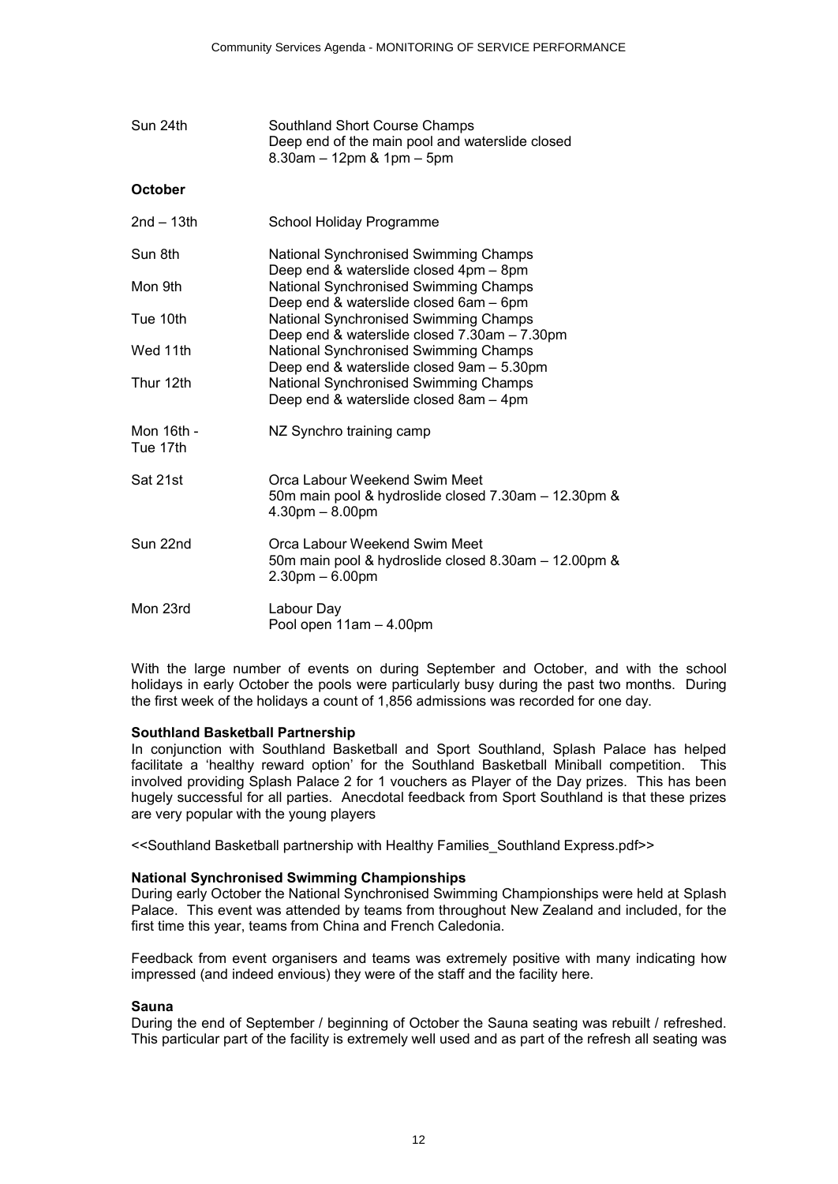| | |
|---|---|
| Sun 24th | Southland Short Course Champs<br>Deep end of the main pool and waterslide closed<br>8.30am – 12pm & 1pm – 5pm |

**October**

| | |
|---|---|
| 2nd – 13th | School Holiday Programme |
| Sun 8th | National Synchronised Swimming Champs<br>Deep end & waterslide closed 4pm – 8pm |
| Mon 9th | National Synchronised Swimming Champs<br>Deep end & waterslide closed 6am – 6pm |
| Tue 10th | National Synchronised Swimming Champs<br>Deep end & waterslide closed 7.30am – 7.30pm |
| Wed 11th | National Synchronised Swimming Champs<br>Deep end & waterslide closed 9am – 5.30pm |
| Thur 12th | National Synchronised Swimming Champs<br>Deep end & waterslide closed 8am – 4pm |
| Mon 16th - Tue 17th | NZ Synchro training camp |
| Sat 21st | Orca Labour Weekend Swim Meet<br>50m main pool & hydroslide closed 7.30am – 12.30pm & 4.30pm – 8.00pm |
| Sun 22nd | Orca Labour Weekend Swim Meet<br>50m main pool & hydroslide closed 8.30am – 12.00pm & 2.30pm – 6.00pm |
| Mon 23rd | Labour Day<br>Pool open 11am – 4.00pm |

With the large number of events on during September and October, and with the school holidays in early October the pools were particularly busy during the past two months. During the first week of the holidays a count of 1,856 admissions was recorded for one day.

**Southland Basketball Partnership**

In conjunction with Southland Basketball and Sport Southland, Splash Palace has helped facilitate a 'healthy reward option' for the Southland Basketball Miniball competition. This involved providing Splash Palace 2 for 1 vouchers as Player of the Day prizes. This has been hugely successful for all parties. Anecdotal feedback from Sport Southland is that these prizes are very popular with the young players

<<Southland Basketball partnership with Healthy Families_Southland Express.pdf>>

**National Synchronised Swimming Championships**

During early October the National Synchronised Swimming Championships were held at Splash Palace. This event was attended by teams from throughout New Zealand and included, for the first time this year, teams from China and French Caledonia.

Feedback from event organisers and teams was extremely positive with many indicating how impressed (and indeed envious) they were of the staff and the facility here.

**Sauna**

During the end of September / beginning of October the Sauna seating was rebuilt / refreshed. This particular part of the facility is extremely well used and as part of the refresh all seating was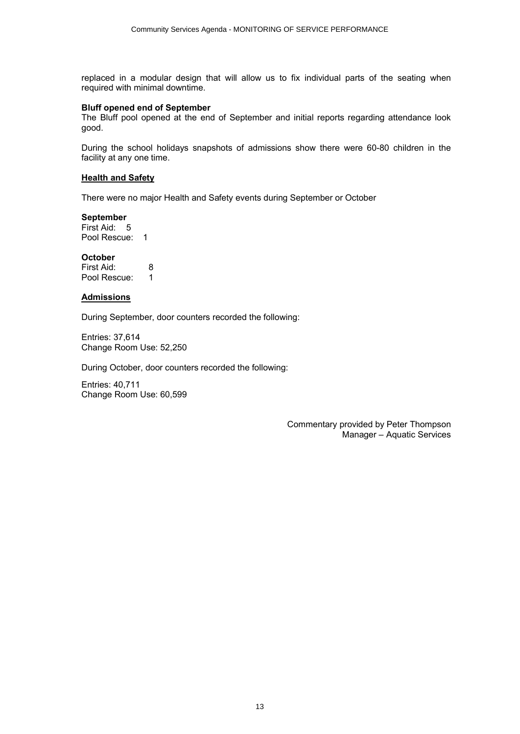replaced in a modular design that will allow us to fix individual parts of the seating when required with minimal downtime.

**Bluff opened end of September**

The Bluff pool opened at the end of September and initial reports regarding attendance look good.

During the school holidays snapshots of admissions show there were 60-80 children in the facility at any one time.

## Health and Safety

There were no major Health and Safety events during September or October

**September**

First Aid: 5
Pool Rescue: 1

**October**

First Aid: 8
Pool Rescue: 1

## Admissions

During September, door counters recorded the following:

Entries: 37,614
Change Room Use: 52,250

During October, door counters recorded the following:

Entries: 40,711
Change Room Use: 60,599

Commentary provided by Peter Thompson
Manager – Aquatic Services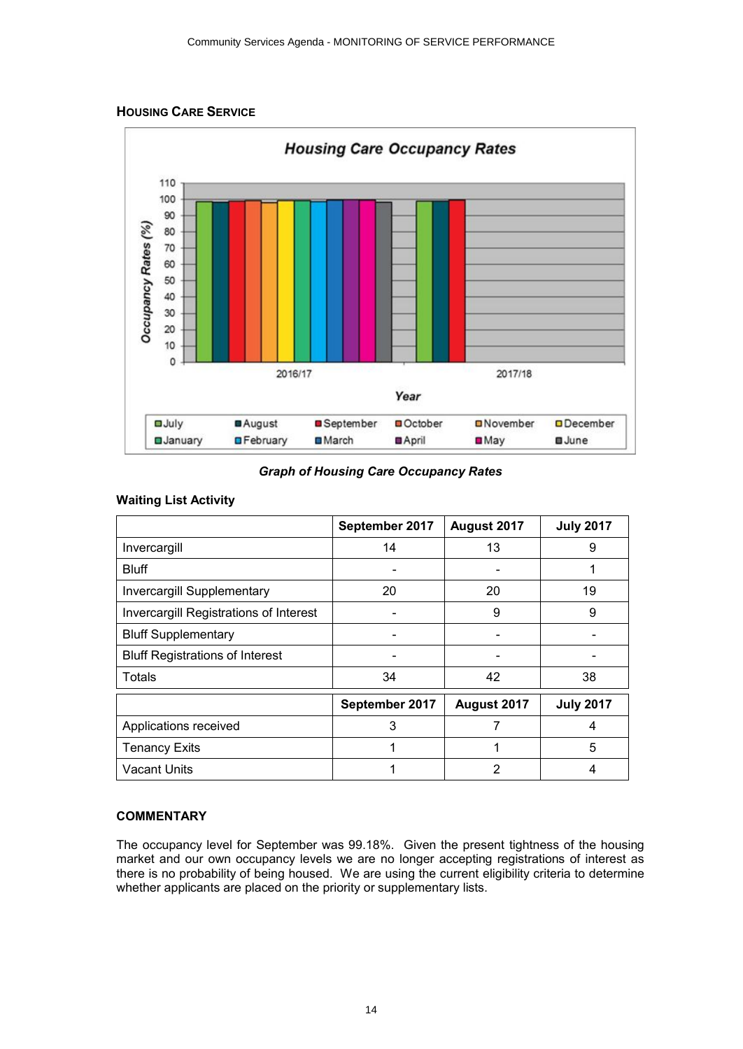## HOUSING CARE SERVICE

*Graph of Housing Care Occupancy Rates*

### Waiting List Activity

| | September 2017 | August 2017 | July 2017 |
|---|---|---|---|
| Invercargill | 14 | 13 | 9 |
| Bluff | - | - | 1 |
| Invercargill Supplementary | 20 | 20 | 19 |
| Invercargill Registrations of Interest | - | 9 | 9 |
| Bluff Supplementary | - | - | - |
| Bluff Registrations of Interest | - | - | - |
| Totals | 34 | 42 | 38 |

| | September 2017 | August 2017 | July 2017 |
|---|---|---|---|
| Applications received | 3 | 7 | 4 |
| Tenancy Exits | 1 | 1 | 5 |
| Vacant Units | 1 | 2 | 4 |

### COMMENTARY

The occupancy level for September was 99.18%. Given the present tightness of the housing market and our own occupancy levels we are no longer accepting registrations of interest as there is no probability of being housed. We are using the current eligibility criteria to determine whether applicants are placed on the priority or supplementary lists.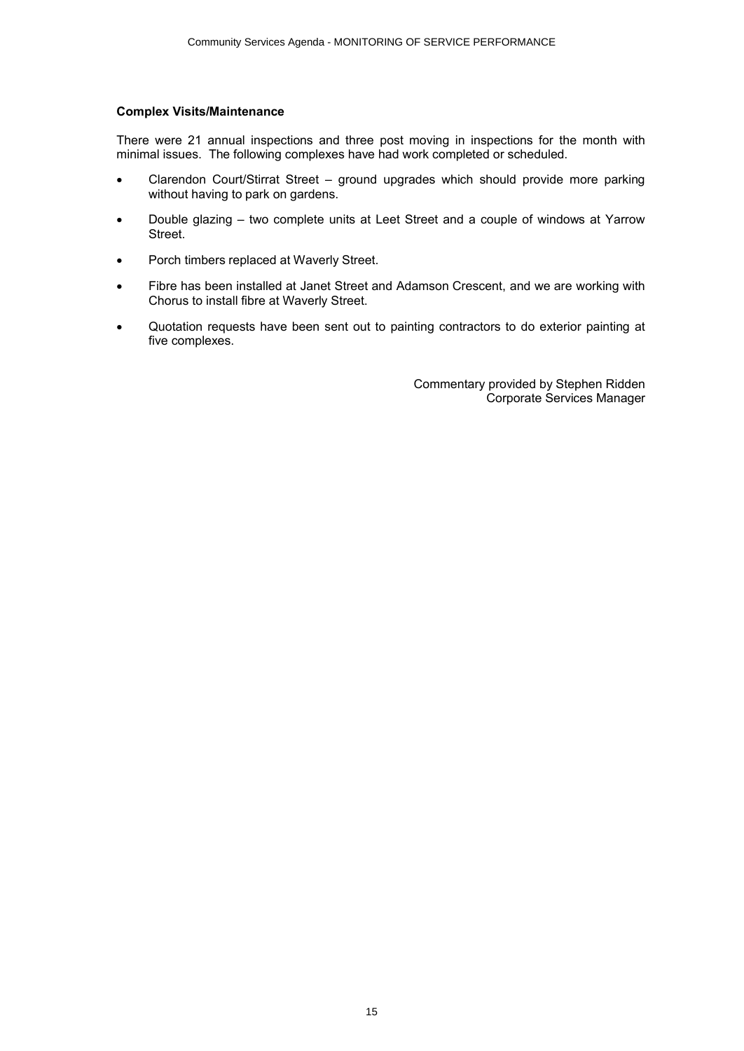**Complex Visits/Maintenance**

There were 21 annual inspections and three post moving in inspections for the month with minimal issues. The following complexes have had work completed or scheduled.

- Clarendon Court/Stirrat Street – ground upgrades which should provide more parking without having to park on gardens.
- Double glazing – two complete units at Leet Street and a couple of windows at Yarrow Street.
- Porch timbers replaced at Waverly Street.
- Fibre has been installed at Janet Street and Adamson Crescent, and we are working with Chorus to install fibre at Waverly Street.
- Quotation requests have been sent out to painting contractors to do exterior painting at five complexes.

Commentary provided by Stephen Ridden
Corporate Services Manager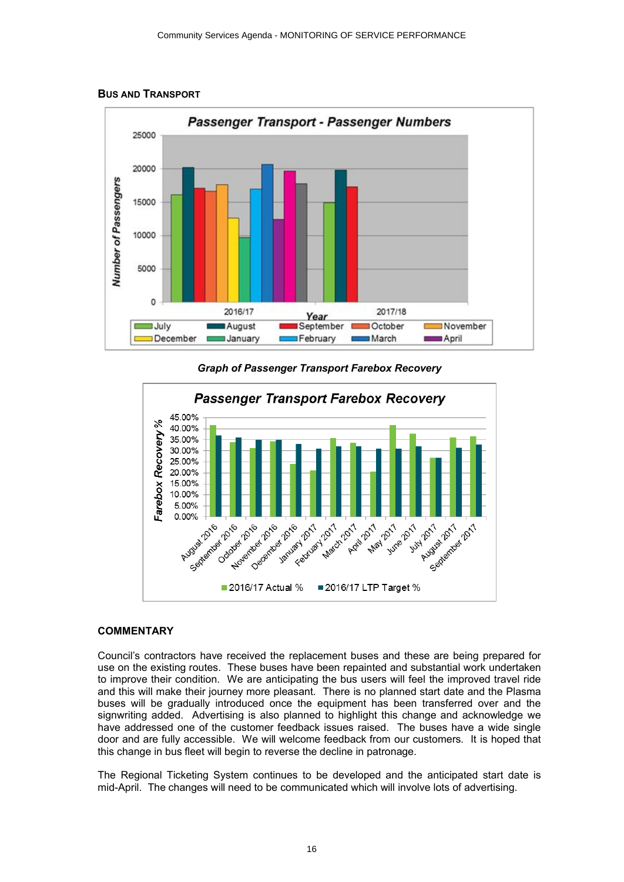## Bus and Transport

**Passenger Transport - Passenger Numbers**

*Graph of Passenger Transport Farebox Recovery*

## COMMENTARY

Council's contractors have received the replacement buses and these are being prepared for use on the existing routes. These buses have been repainted and substantial work undertaken to improve their condition. We are anticipating the bus users will feel the improved travel ride and this will make their journey more pleasant. There is no planned start date and the Plasma buses will be gradually introduced once the equipment has been transferred over and the signwriting added. Advertising is also planned to highlight this change and acknowledge we have addressed one of the customer feedback issues raised. The buses have a wide single door and are fully accessible. We will welcome feedback from our customers. It is hoped that this change in bus fleet will begin to reverse the decline in patronage.

The Regional Ticketing System continues to be developed and the anticipated start date is mid-April. The changes will need to be communicated which will involve lots of advertising.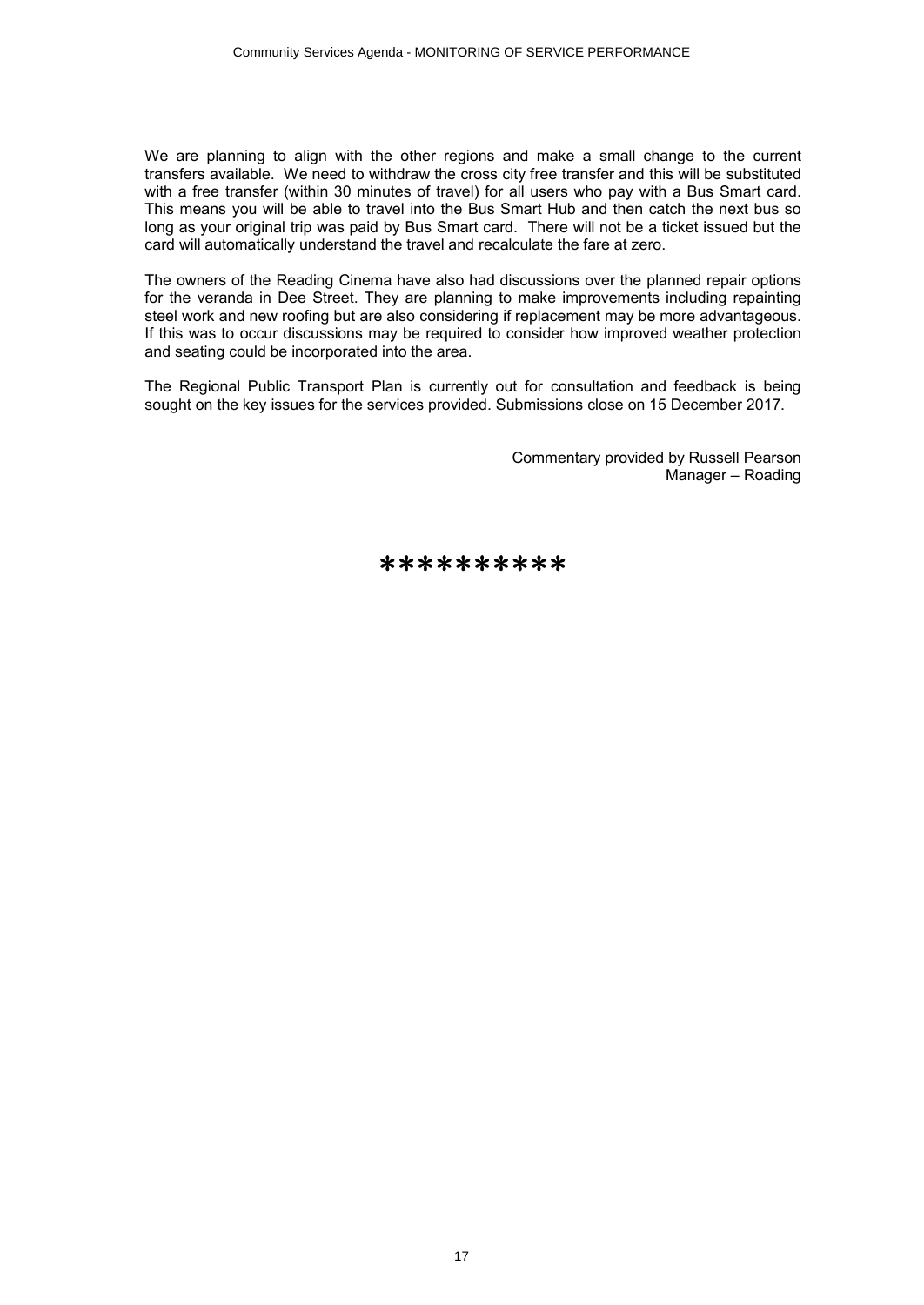We are planning to align with the other regions and make a small change to the current transfers available. We need to withdraw the cross city free transfer and this will be substituted with a free transfer (within 30 minutes of travel) for all users who pay with a Bus Smart card. This means you will be able to travel into the Bus Smart Hub and then catch the next bus so long as your original trip was paid by Bus Smart card. There will not be a ticket issued but the card will automatically understand the travel and recalculate the fare at zero.

The owners of the Reading Cinema have also had discussions over the planned repair options for the veranda in Dee Street. They are planning to make improvements including repainting steel work and new roofing but are also considering if replacement may be more advantageous. If this was to occur discussions may be required to consider how improved weather protection and seating could be incorporated into the area.

The Regional Public Transport Plan is currently out for consultation and feedback is being sought on the key issues for the services provided. Submissions close on 15 December 2017.

Commentary provided by Russell Pearson
Manager – Roading

**********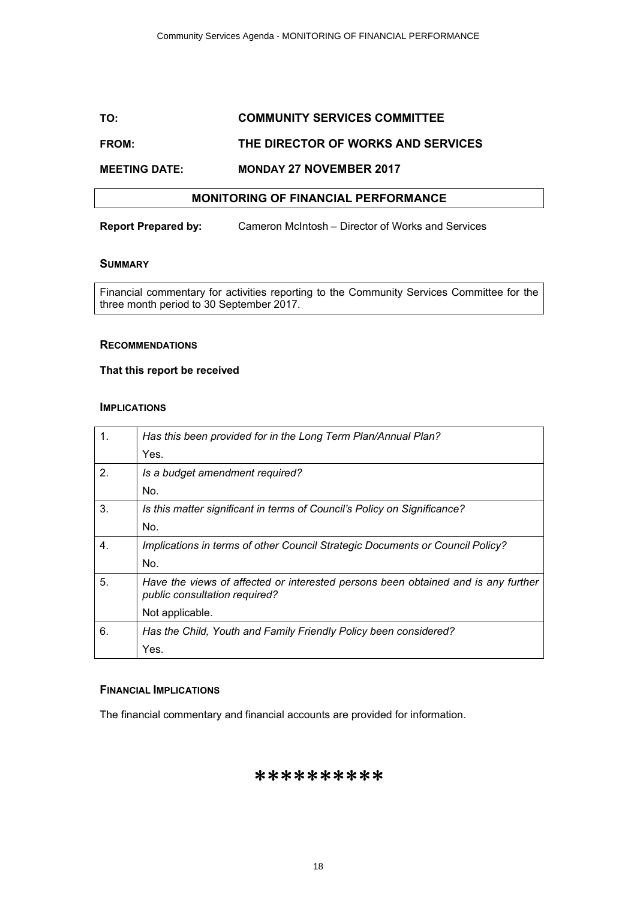**TO:** **COMMUNITY SERVICES COMMITTEE**

**FROM:** **THE DIRECTOR OF WORKS AND SERVICES**

**MEETING DATE:** **MONDAY 27 NOVEMBER 2017**

## MONITORING OF FINANCIAL PERFORMANCE

**Report Prepared by:** Cameron McIntosh – Director of Works and Services

### SUMMARY

Financial commentary for activities reporting to the Community Services Committee for the three month period to 30 September 2017.

### RECOMMENDATIONS

**That this report be received**

### IMPLICATIONS

| | |
|---|---|
| 1. | *Has this been provided for in the Long Term Plan/Annual Plan?*<br>Yes. |
| 2. | *Is a budget amendment required?*<br>No. |
| 3. | *Is this matter significant in terms of Council's Policy on Significance?*<br>No. |
| 4. | *Implications in terms of other Council Strategic Documents or Council Policy?*<br>No. |
| 5. | *Have the views of affected or interested persons been obtained and is any further public consultation required?*<br>Not applicable. |
| 6. | *Has the Child, Youth and Family Friendly Policy been considered?*<br>Yes. |

### FINANCIAL IMPLICATIONS

The financial commentary and financial accounts are provided for information.

**********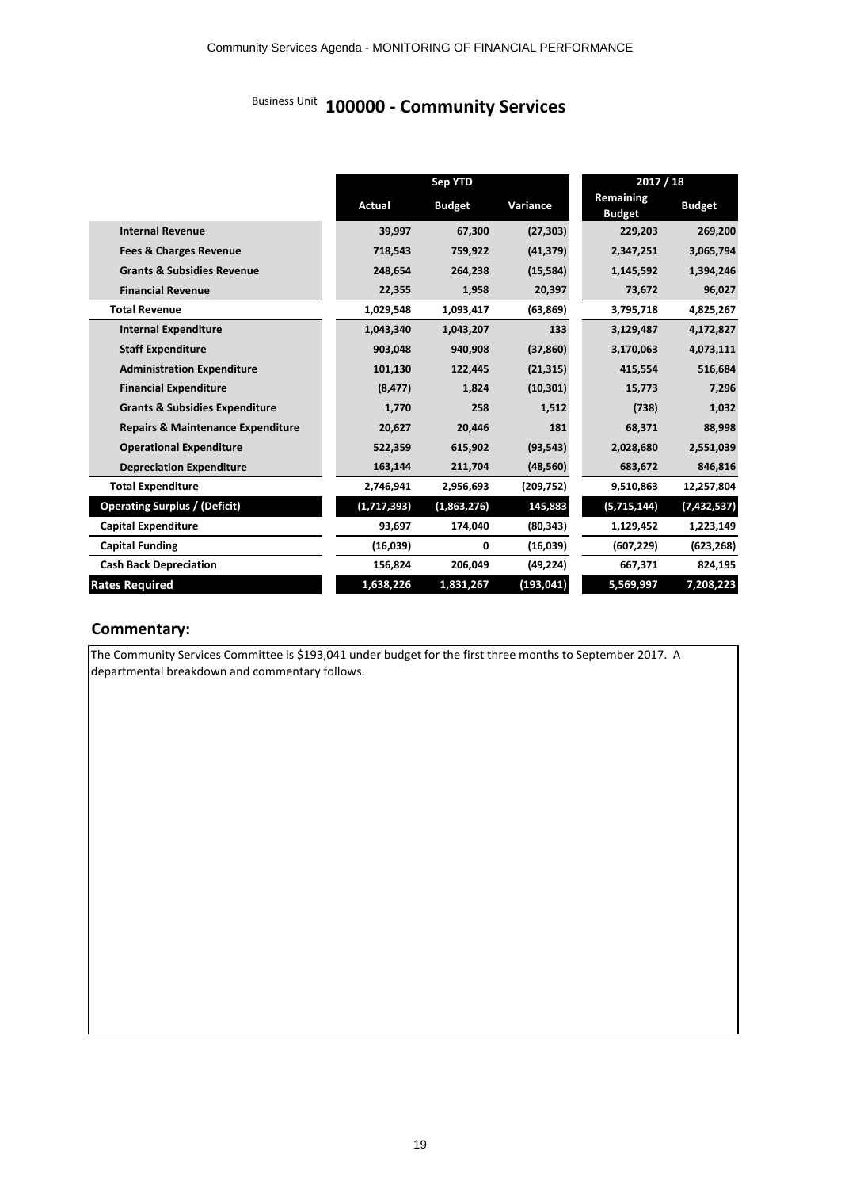## Business Unit 100000 - Community Services

| | Sep YTD | | | 2017 / 18 | |
|---|---|---|---|---|---|
| | Actual | Budget | Variance | Remaining Budget | Budget |
| Internal Revenue | 39,997 | 67,300 | (27,303) | 229,203 | 269,200 |
| Fees & Charges Revenue | 718,543 | 759,922 | (41,379) | 2,347,251 | 3,065,794 |
| Grants & Subsidies Revenue | 248,654 | 264,238 | (15,584) | 1,145,592 | 1,394,246 |
| Financial Revenue | 22,355 | 1,958 | 20,397 | 73,672 | 96,027 |
| **Total Revenue** | **1,029,548** | **1,093,417** | **(63,869)** | **3,795,718** | **4,825,267** |
| Internal Expenditure | 1,043,340 | 1,043,207 | 133 | 3,129,487 | 4,172,827 |
| Staff Expenditure | 903,048 | 940,908 | (37,860) | 3,170,063 | 4,073,111 |
| Administration Expenditure | 101,130 | 122,445 | (21,315) | 415,554 | 516,684 |
| Financial Expenditure | (8,477) | 1,824 | (10,301) | 15,773 | 7,296 |
| Grants & Subsidies Expenditure | 1,770 | 258 | 1,512 | (738) | 1,032 |
| Repairs & Maintenance Expenditure | 20,627 | 20,446 | 181 | 68,371 | 88,998 |
| Operational Expenditure | 522,359 | 615,902 | (93,543) | 2,028,680 | 2,551,039 |
| Depreciation Expenditure | 163,144 | 211,704 | (48,560) | 683,672 | 846,816 |
| **Total Expenditure** | **2,746,941** | **2,956,693** | **(209,752)** | **9,510,863** | **12,257,804** |
| **Operating Surplus / (Deficit)** | **(1,717,393)** | **(1,863,276)** | **145,883** | **(5,715,144)** | **(7,432,537)** |
| **Capital Expenditure** | **93,697** | **174,040** | **(80,343)** | **1,129,452** | **1,223,149** |
| **Capital Funding** | **(16,039)** | **0** | **(16,039)** | **(607,229)** | **(623,268)** |
| **Cash Back Depreciation** | **156,824** | **206,049** | **(49,224)** | **667,371** | **824,195** |
| **Rates Required** | **1,638,226** | **1,831,267** | **(193,041)** | **5,569,997** | **7,208,223** |

### Commentary:

The Community Services Committee is $193,041 under budget for the first three months to September 2017. A departmental breakdown and commentary follows.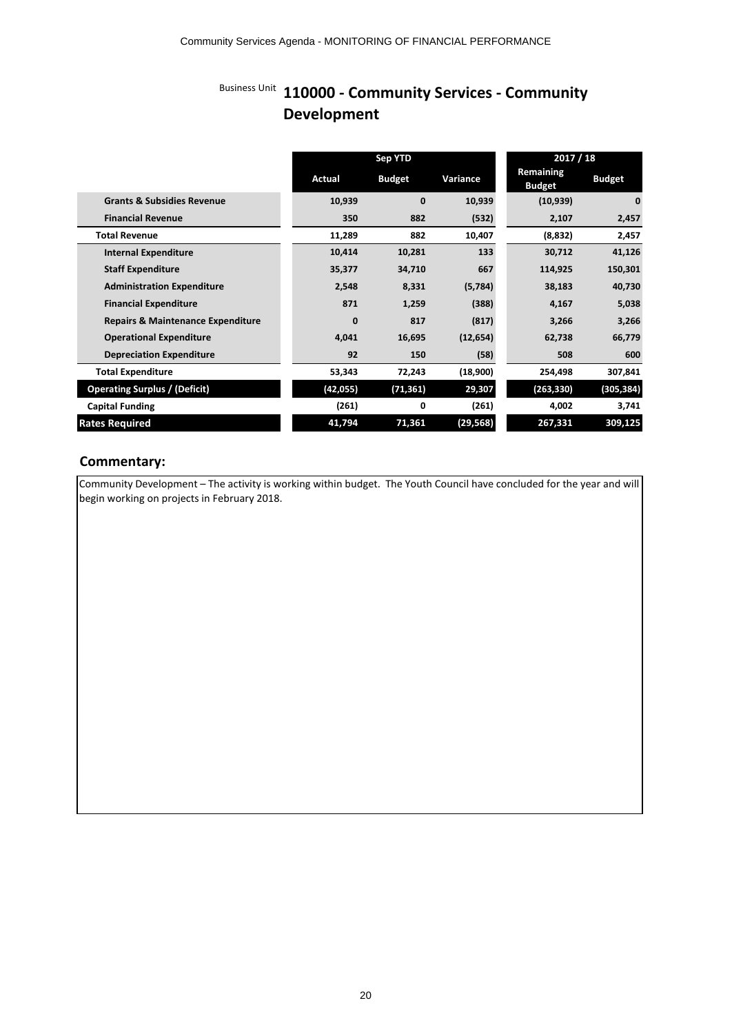Business Unit

# 110000 - Community Services - Community Development

| | Sep YTD | | | 2017 / 18 | |
|---|---|---|---|---|---|
| | **Actual** | **Budget** | **Variance** | **Remaining Budget** | **Budget** |
| **Grants & Subsidies Revenue** | 10,939 | 0 | 10,939 | (10,939) | 0 |
| **Financial Revenue** | 350 | 882 | (532) | 2,107 | 2,457 |
| **Total Revenue** | 11,289 | 882 | 10,407 | (8,832) | 2,457 |
| **Internal Expenditure** | 10,414 | 10,281 | 133 | 30,712 | 41,126 |
| **Staff Expenditure** | 35,377 | 34,710 | 667 | 114,925 | 150,301 |
| **Administration Expenditure** | 2,548 | 8,331 | (5,784) | 38,183 | 40,730 |
| **Financial Expenditure** | 871 | 1,259 | (388) | 4,167 | 5,038 |
| **Repairs & Maintenance Expenditure** | 0 | 817 | (817) | 3,266 | 3,266 |
| **Operational Expenditure** | 4,041 | 16,695 | (12,654) | 62,738 | 66,779 |
| **Depreciation Expenditure** | 92 | 150 | (58) | 508 | 600 |
| **Total Expenditure** | 53,343 | 72,243 | (18,900) | 254,498 | 307,841 |
| **Operating Surplus / (Deficit)** | (42,055) | (71,361) | 29,307 | (263,330) | (305,384) |
| **Capital Funding** | (261) | 0 | (261) | 4,002 | 3,741 |
| **Rates Required** | 41,794 | 71,361 | (29,568) | 267,331 | 309,125 |

## Commentary:

Community Development – The activity is working within budget. The Youth Council have concluded for the year and will begin working on projects in February 2018.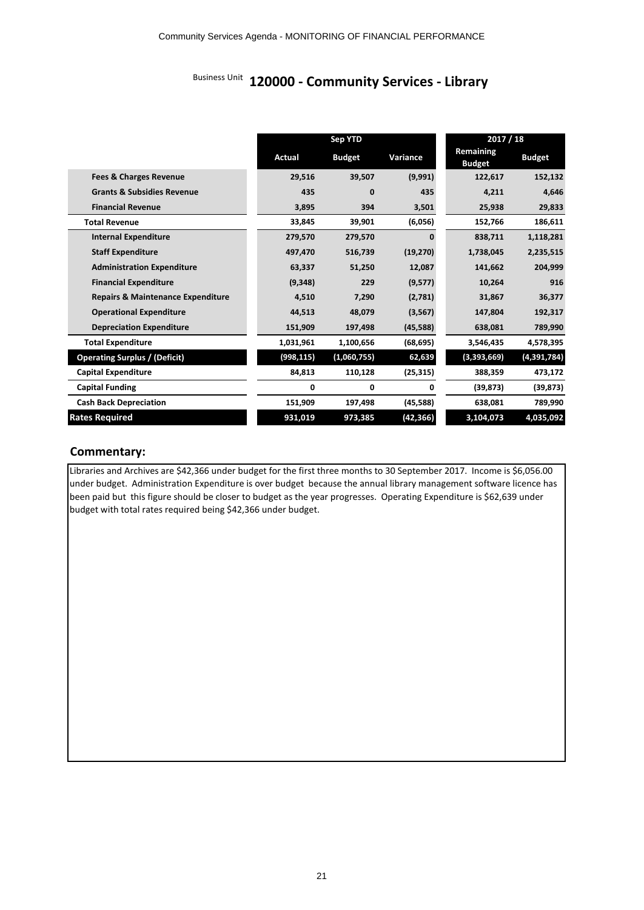Business Unit **120000 - Community Services - Library**

| | Sep YTD | | | 2017 / 18 | |
|---|---|---|---|---|---|
| | Actual | Budget | Variance | Remaining Budget | Budget |
| **Fees & Charges Revenue** | 29,516 | 39,507 | (9,991) | 122,617 | 152,132 |
| **Grants & Subsidies Revenue** | 435 | 0 | 435 | 4,211 | 4,646 |
| **Financial Revenue** | 3,895 | 394 | 3,501 | 25,938 | 29,833 |
| **Total Revenue** | 33,845 | 39,901 | (6,056) | 152,766 | 186,611 |
| **Internal Expenditure** | 279,570 | 279,570 | 0 | 838,711 | 1,118,281 |
| **Staff Expenditure** | 497,470 | 516,739 | (19,270) | 1,738,045 | 2,235,515 |
| **Administration Expenditure** | 63,337 | 51,250 | 12,087 | 141,662 | 204,999 |
| **Financial Expenditure** | (9,348) | 229 | (9,577) | 10,264 | 916 |
| **Repairs & Maintenance Expenditure** | 4,510 | 7,290 | (2,781) | 31,867 | 36,377 |
| **Operational Expenditure** | 44,513 | 48,079 | (3,567) | 147,804 | 192,317 |
| **Depreciation Expenditure** | 151,909 | 197,498 | (45,588) | 638,081 | 789,990 |
| **Total Expenditure** | 1,031,961 | 1,100,656 | (68,695) | 3,546,435 | 4,578,395 |
| **Operating Surplus / (Deficit)** | (998,115) | (1,060,755) | 62,639 | (3,393,669) | (4,391,784) |
| **Capital Expenditure** | 84,813 | 110,128 | (25,315) | 388,359 | 473,172 |
| **Capital Funding** | 0 | 0 | 0 | (39,873) | (39,873) |
| **Cash Back Depreciation** | 151,909 | 197,498 | (45,588) | 638,081 | 789,990 |
| **Rates Required** | 931,019 | 973,385 | (42,366) | 3,104,073 | 4,035,092 |

## Commentary:

Libraries and Archives are $42,366 under budget for the first three months to 30 September 2017. Income is $6,056.00 under budget. Administration Expenditure is over budget because the annual library management software licence has been paid but this figure should be closer to budget as the year progresses. Operating Expenditure is $62,639 under budget with total rates required being $42,366 under budget.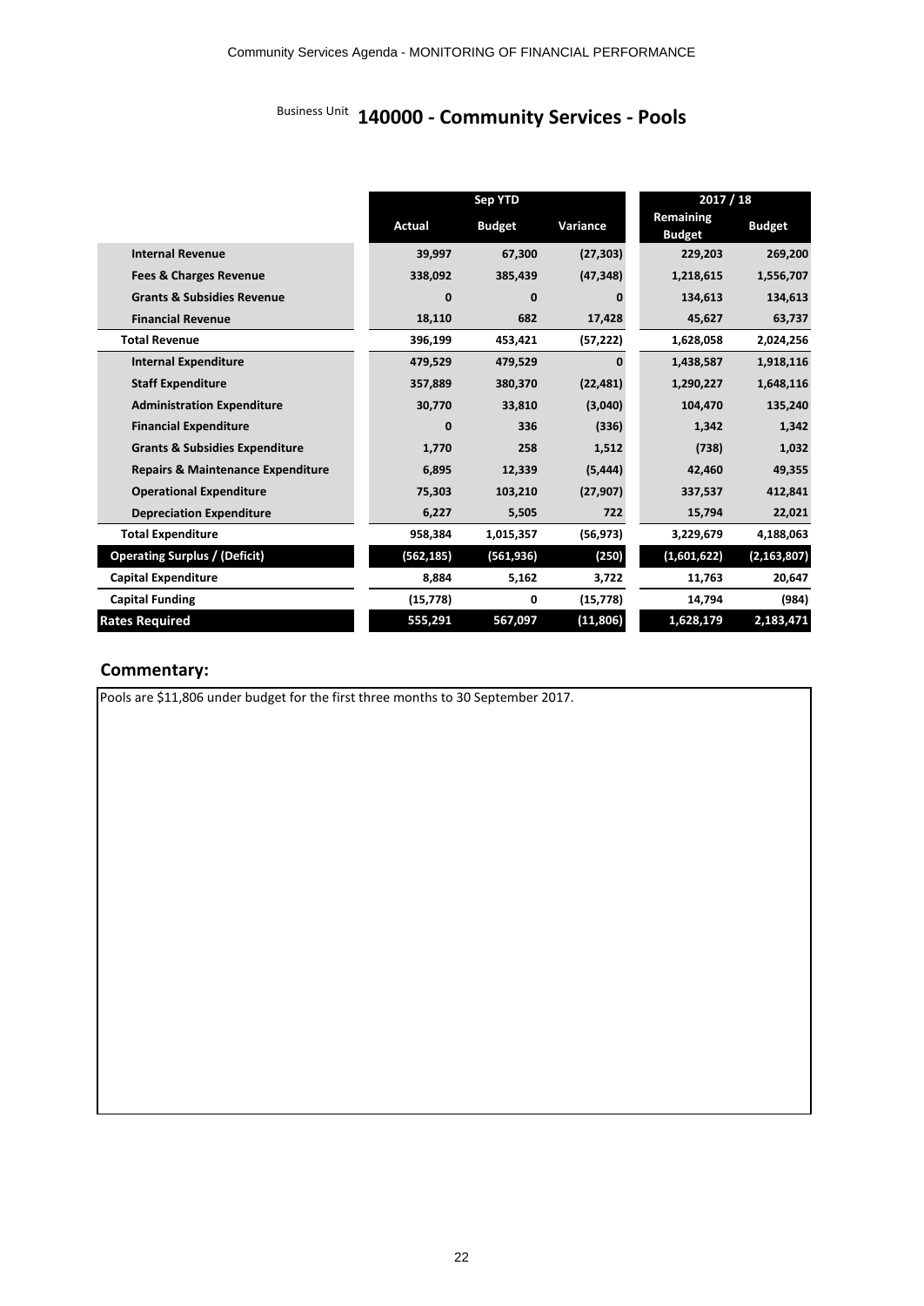Business Unit **140000 - Community Services - Pools**

| | Sep YTD | | | 2017 / 18 | |
|---|---|---|---|---|---|
| | **Actual** | **Budget** | **Variance** | **Remaining Budget** | **Budget** |
| **Internal Revenue** | 39,997 | 67,300 | (27,303) | 229,203 | 269,200 |
| **Fees & Charges Revenue** | 338,092 | 385,439 | (47,348) | 1,218,615 | 1,556,707 |
| **Grants & Subsidies Revenue** | 0 | 0 | 0 | 134,613 | 134,613 |
| **Financial Revenue** | 18,110 | 682 | 17,428 | 45,627 | 63,737 |
| **Total Revenue** | 396,199 | 453,421 | (57,222) | 1,628,058 | 2,024,256 |
| **Internal Expenditure** | 479,529 | 479,529 | 0 | 1,438,587 | 1,918,116 |
| **Staff Expenditure** | 357,889 | 380,370 | (22,481) | 1,290,227 | 1,648,116 |
| **Administration Expenditure** | 30,770 | 33,810 | (3,040) | 104,470 | 135,240 |
| **Financial Expenditure** | 0 | 336 | (336) | 1,342 | 1,342 |
| **Grants & Subsidies Expenditure** | 1,770 | 258 | 1,512 | (738) | 1,032 |
| **Repairs & Maintenance Expenditure** | 6,895 | 12,339 | (5,444) | 42,460 | 49,355 |
| **Operational Expenditure** | 75,303 | 103,210 | (27,907) | 337,537 | 412,841 |
| **Depreciation Expenditure** | 6,227 | 5,505 | 722 | 15,794 | 22,021 |
| **Total Expenditure** | 958,384 | 1,015,357 | (56,973) | 3,229,679 | 4,188,063 |
| **Operating Surplus / (Deficit)** | (562,185) | (561,936) | (250) | (1,601,622) | (2,163,807) |
| **Capital Expenditure** | 8,884 | 5,162 | 3,722 | 11,763 | 20,647 |
| **Capital Funding** | (15,778) | 0 | (15,778) | 14,794 | (984) |
| **Rates Required** | 555,291 | 567,097 | (11,806) | 1,628,179 | 2,183,471 |

## Commentary:

Pools are $11,806 under budget for the first three months to 30 September 2017.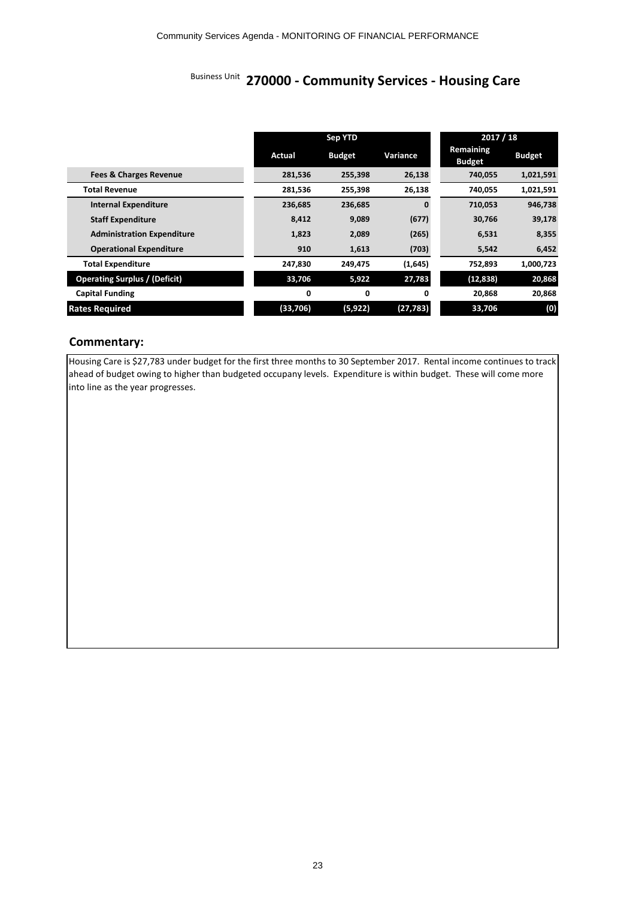Community Services Agenda - MONITORING OF FINANCIAL PERFORMANCE

# Business Unit 270000 - Community Services - Housing Care

| | Sep YTD | | | 2017 / 18 | |
|---|---|---|---|---|---|
| | **Actual** | **Budget** | **Variance** | **Remaining Budget** | **Budget** |
| **Fees & Charges Revenue** | 281,536 | 255,398 | 26,138 | 740,055 | 1,021,591 |
| **Total Revenue** | 281,536 | 255,398 | 26,138 | 740,055 | 1,021,591 |
| **Internal Expenditure** | 236,685 | 236,685 | 0 | 710,053 | 946,738 |
| **Staff Expenditure** | 8,412 | 9,089 | (677) | 30,766 | 39,178 |
| **Administration Expenditure** | 1,823 | 2,089 | (265) | 6,531 | 8,355 |
| **Operational Expenditure** | 910 | 1,613 | (703) | 5,542 | 6,452 |
| **Total Expenditure** | 247,830 | 249,475 | (1,645) | 752,893 | 1,000,723 |
| **Operating Surplus / (Deficit)** | 33,706 | 5,922 | 27,783 | (12,838) | 20,868 |
| **Capital Funding** | 0 | 0 | 0 | 20,868 | 20,868 |
| **Rates Required** | (33,706) | (5,922) | (27,783) | 33,706 | (0) |

## Commentary:

Housing Care is $27,783 under budget for the first three months to 30 September 2017. Rental income continues to track ahead of budget owing to higher than budgeted occupany levels. Expenditure is within budget. These will come more into line as the year progresses.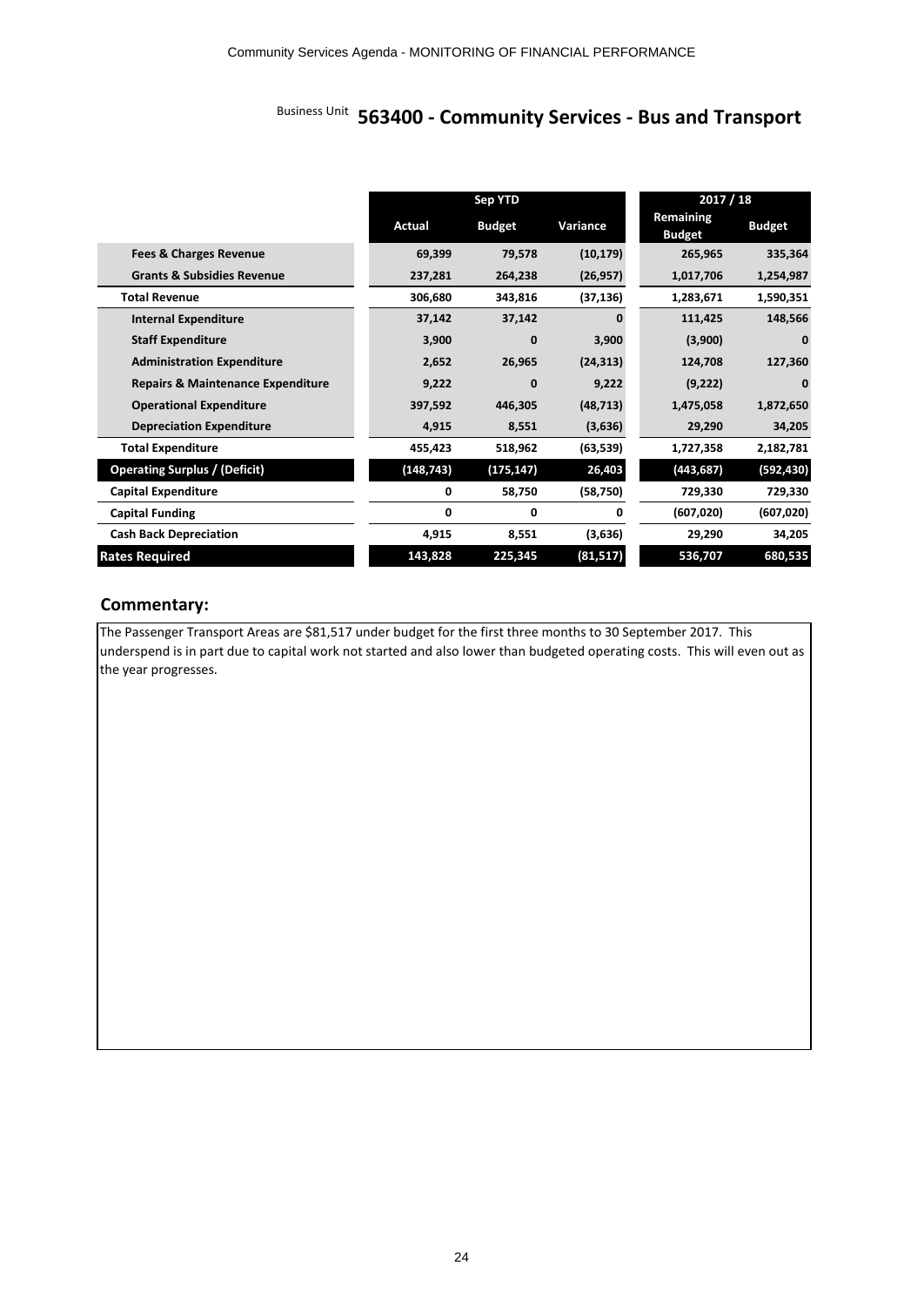Business Unit **563400 - Community Services - Bus and Transport**

| | Sep YTD | | | 2017 / 18 | |
|---|---|---|---|---|---|
| | Actual | Budget | Variance | Remaining Budget | Budget |
| **Fees & Charges Revenue** | 69,399 | 79,578 | (10,179) | 265,965 | 335,364 |
| **Grants & Subsidies Revenue** | 237,281 | 264,238 | (26,957) | 1,017,706 | 1,254,987 |
| **Total Revenue** | 306,680 | 343,816 | (37,136) | 1,283,671 | 1,590,351 |
| **Internal Expenditure** | 37,142 | 37,142 | 0 | 111,425 | 148,566 |
| **Staff Expenditure** | 3,900 | 0 | 3,900 | (3,900) | 0 |
| **Administration Expenditure** | 2,652 | 26,965 | (24,313) | 124,708 | 127,360 |
| **Repairs & Maintenance Expenditure** | 9,222 | 0 | 9,222 | (9,222) | 0 |
| **Operational Expenditure** | 397,592 | 446,305 | (48,713) | 1,475,058 | 1,872,650 |
| **Depreciation Expenditure** | 4,915 | 8,551 | (3,636) | 29,290 | 34,205 |
| **Total Expenditure** | 455,423 | 518,962 | (63,539) | 1,727,358 | 2,182,781 |
| **Operating Surplus / (Deficit)** | (148,743) | (175,147) | 26,403 | (443,687) | (592,430) |
| **Capital Expenditure** | 0 | 58,750 | (58,750) | 729,330 | 729,330 |
| **Capital Funding** | 0 | 0 | 0 | (607,020) | (607,020) |
| **Cash Back Depreciation** | 4,915 | 8,551 | (3,636) | 29,290 | 34,205 |
| **Rates Required** | 143,828 | 225,345 | (81,517) | 536,707 | 680,535 |

## Commentary:

The Passenger Transport Areas are $81,517 under budget for the first three months to 30 September 2017. This underspend is in part due to capital work not started and also lower than budgeted operating costs. This will even out as the year progresses.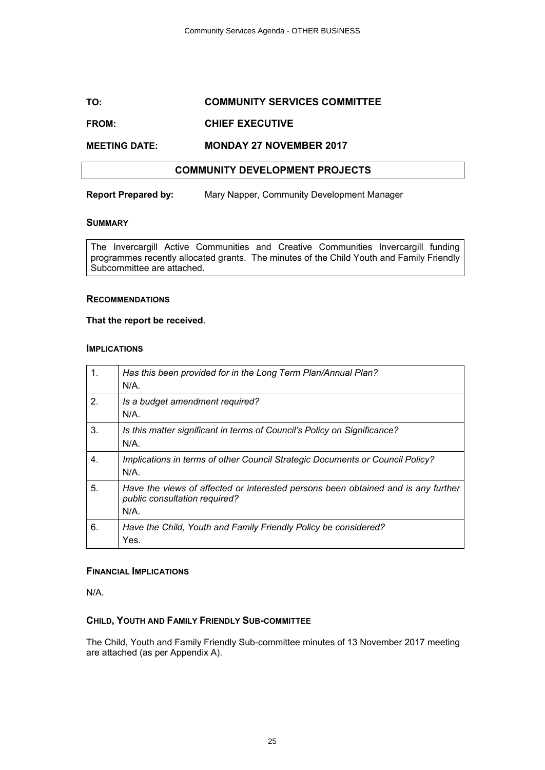| | |
|---|---|
| **TO:** | **COMMUNITY SERVICES COMMITTEE** |
| **FROM:** | **CHIEF EXECUTIVE** |
| **MEETING DATE:** | **MONDAY 27 NOVEMBER 2017** |

## COMMUNITY DEVELOPMENT PROJECTS

**Report Prepared by:** Mary Napper, Community Development Manager

### SUMMARY

The Invercargill Active Communities and Creative Communities Invercargill funding programmes recently allocated grants. The minutes of the Child Youth and Family Friendly Subcommittee are attached.

### RECOMMENDATIONS

**That the report be received.**

### IMPLICATIONS

| | |
|---|---|
| 1. | *Has this been provided for in the Long Term Plan/Annual Plan?*<br>N/A. |
| 2. | *Is a budget amendment required?*<br>N/A. |
| 3. | *Is this matter significant in terms of Council's Policy on Significance?*<br>N/A. |
| 4. | *Implications in terms of other Council Strategic Documents or Council Policy?*<br>N/A. |
| 5. | *Have the views of affected or interested persons been obtained and is any further public consultation required?*<br>N/A. |
| 6. | *Have the Child, Youth and Family Friendly Policy be considered?*<br>Yes. |

### FINANCIAL IMPLICATIONS

N/A.

### CHILD, YOUTH AND FAMILY FRIENDLY SUB-COMMITTEE

The Child, Youth and Family Friendly Sub-committee minutes of 13 November 2017 meeting are attached (as per Appendix A).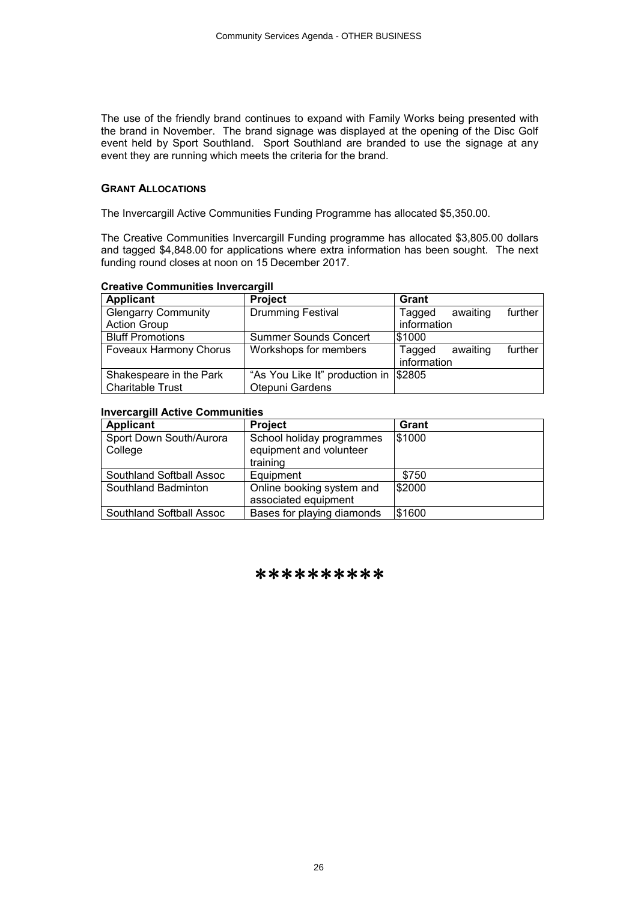The use of the friendly brand continues to expand with Family Works being presented with the brand in November. The brand signage was displayed at the opening of the Disc Golf event held by Sport Southland. Sport Southland are branded to use the signage at any event they are running which meets the criteria for the brand.

## GRANT ALLOCATIONS

The Invercargill Active Communities Funding Programme has allocated $5,350.00.

The Creative Communities Invercargill Funding programme has allocated $3,805.00 dollars and tagged $4,848.00 for applications where extra information has been sought. The next funding round closes at noon on 15 December 2017.

**Creative Communities Invercargill**

| Applicant | Project | Grant |
|---|---|---|
| Glengarry Community Action Group | Drumming Festival | Tagged awaiting further information |
| Bluff Promotions | Summer Sounds Concert | $1000 |
| Foveaux Harmony Chorus | Workshops for members | Tagged awaiting further information |
| Shakespeare in the Park Charitable Trust | "As You Like It" production in Otepuni Gardens | $2805 |

**Invercargill Active Communities**

| Applicant | Project | Grant |
|---|---|---|
| Sport Down South/Aurora College | School holiday programmes equipment and volunteer training | $1000 |
| Southland Softball Assoc | Equipment | $750 |
| Southland Badminton | Online booking system and associated equipment | $2000 |
| Southland Softball Assoc | Bases for playing diamonds | $1600 |

**********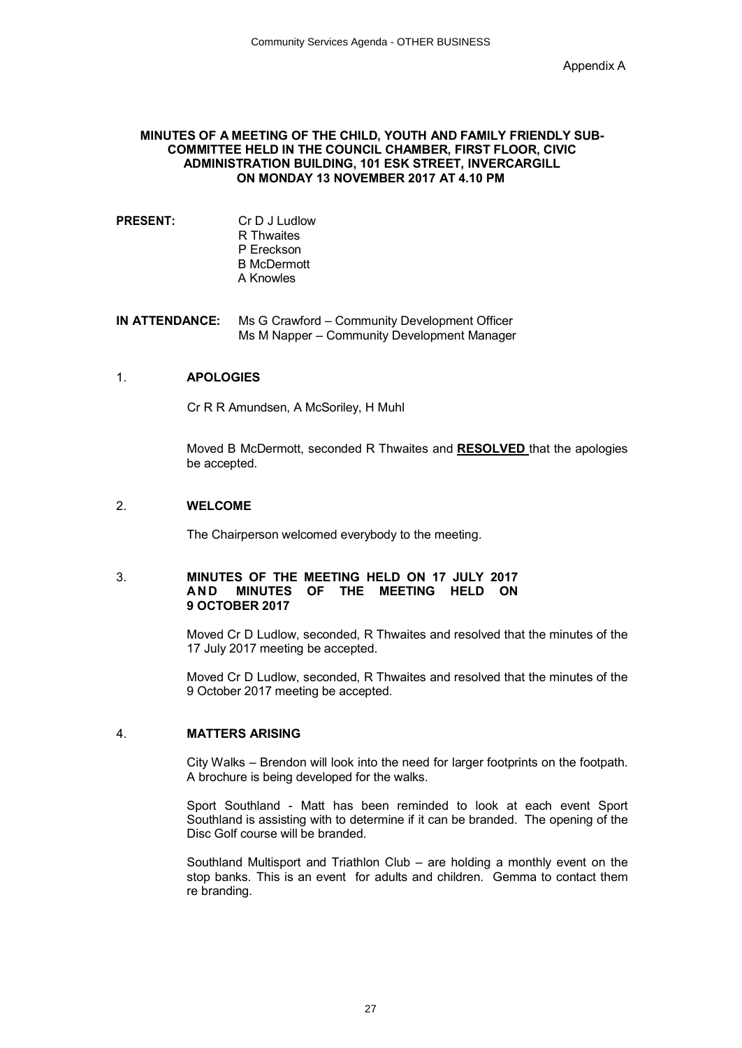Appendix A

**MINUTES OF A MEETING OF THE CHILD, YOUTH AND FAMILY FRIENDLY SUB-COMMITTEE HELD IN THE COUNCIL CHAMBER, FIRST FLOOR, CIVIC ADMINISTRATION BUILDING, 101 ESK STREET, INVERCARGILL ON MONDAY 13 NOVEMBER 2017 AT 4.10 PM**

**PRESENT:** Cr D J Ludlow
R Thwaites
P Ereckson
B McDermott
A Knowles

**IN ATTENDANCE:** Ms G Crawford – Community Development Officer
Ms M Napper – Community Development Manager

1. **APOLOGIES**

Cr R R Amundsen, A McSoriley, H Muhl

Moved B McDermott, seconded R Thwaites and **RESOLVED** that the apologies be accepted.

2. **WELCOME**

The Chairperson welcomed everybody to the meeting.

3. **MINUTES OF THE MEETING HELD ON 17 JULY 2017 AND MINUTES OF THE MEETING HELD ON 9 OCTOBER 2017**

Moved Cr D Ludlow, seconded, R Thwaites and resolved that the minutes of the 17 July 2017 meeting be accepted.

Moved Cr D Ludlow, seconded, R Thwaites and resolved that the minutes of the 9 October 2017 meeting be accepted.

4. **MATTERS ARISING**

City Walks – Brendon will look into the need for larger footprints on the footpath. A brochure is being developed for the walks.

Sport Southland - Matt has been reminded to look at each event Sport Southland is assisting with to determine if it can be branded. The opening of the Disc Golf course will be branded.

Southland Multisport and Triathlon Club – are holding a monthly event on the stop banks. This is an event for adults and children. Gemma to contact them re branding.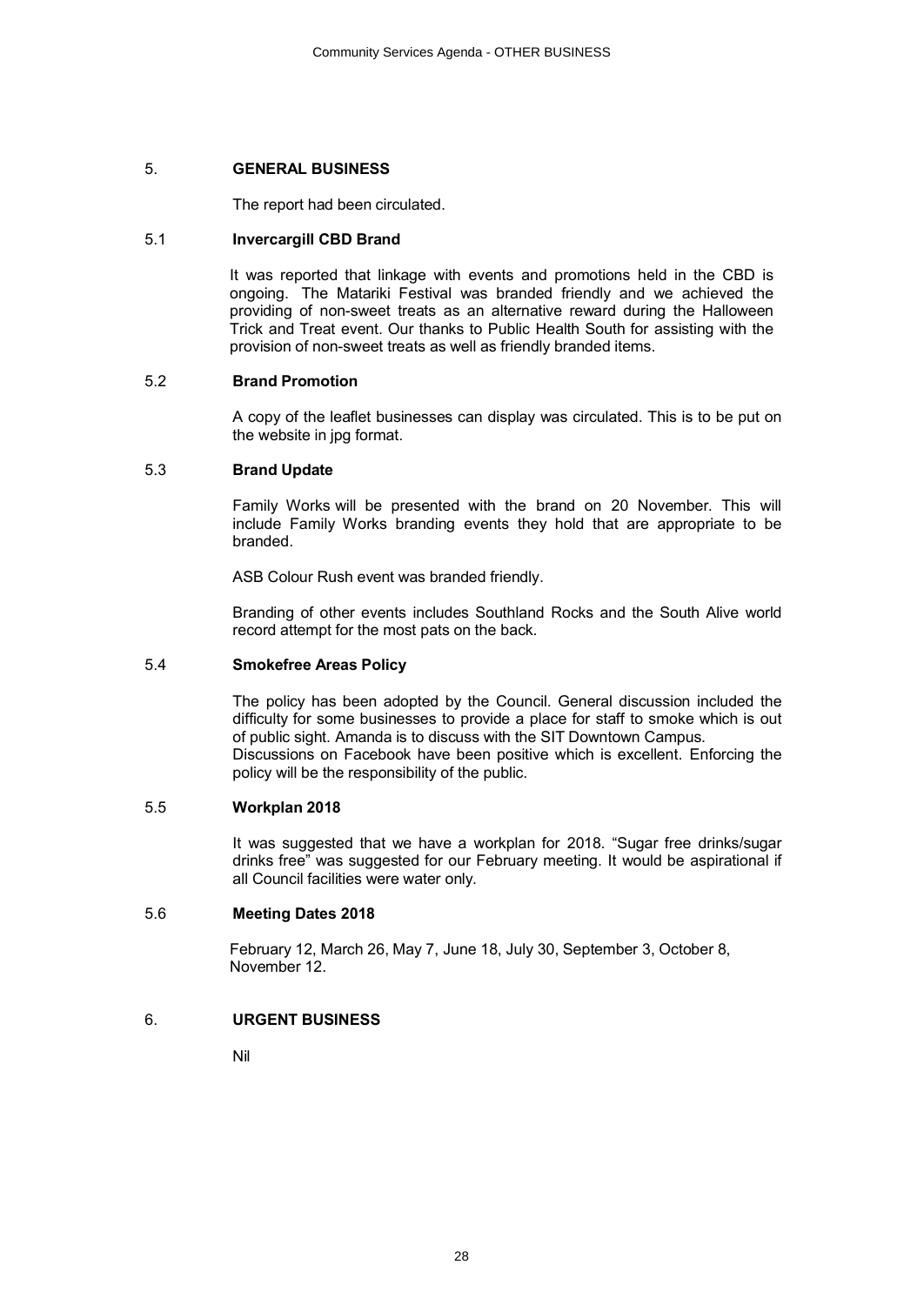## 5. GENERAL BUSINESS

The report had been circulated.

### 5.1 Invercargill CBD Brand

It was reported that linkage with events and promotions held in the CBD is ongoing. The Matariki Festival was branded friendly and we achieved the providing of non-sweet treats as an alternative reward during the Halloween Trick and Treat event. Our thanks to Public Health South for assisting with the provision of non-sweet treats as well as friendly branded items.

### 5.2 Brand Promotion

A copy of the leaflet businesses can display was circulated. This is to be put on the website in jpg format.

### 5.3 Brand Update

Family Works will be presented with the brand on 20 November. This will include Family Works branding events they hold that are appropriate to be branded.

ASB Colour Rush event was branded friendly.

Branding of other events includes Southland Rocks and the South Alive world record attempt for the most pats on the back.

### 5.4 Smokefree Areas Policy

The policy has been adopted by the Council. General discussion included the difficulty for some businesses to provide a place for staff to smoke which is out of public sight. Amanda is to discuss with the SIT Downtown Campus.
Discussions on Facebook have been positive which is excellent. Enforcing the policy will be the responsibility of the public.

### 5.5 Workplan 2018

It was suggested that we have a workplan for 2018. "Sugar free drinks/sugar drinks free" was suggested for our February meeting. It would be aspirational if all Council facilities were water only.

### 5.6 Meeting Dates 2018

February 12, March 26, May 7, June 18, July 30, September 3, October 8, November 12.

## 6. URGENT BUSINESS

Nil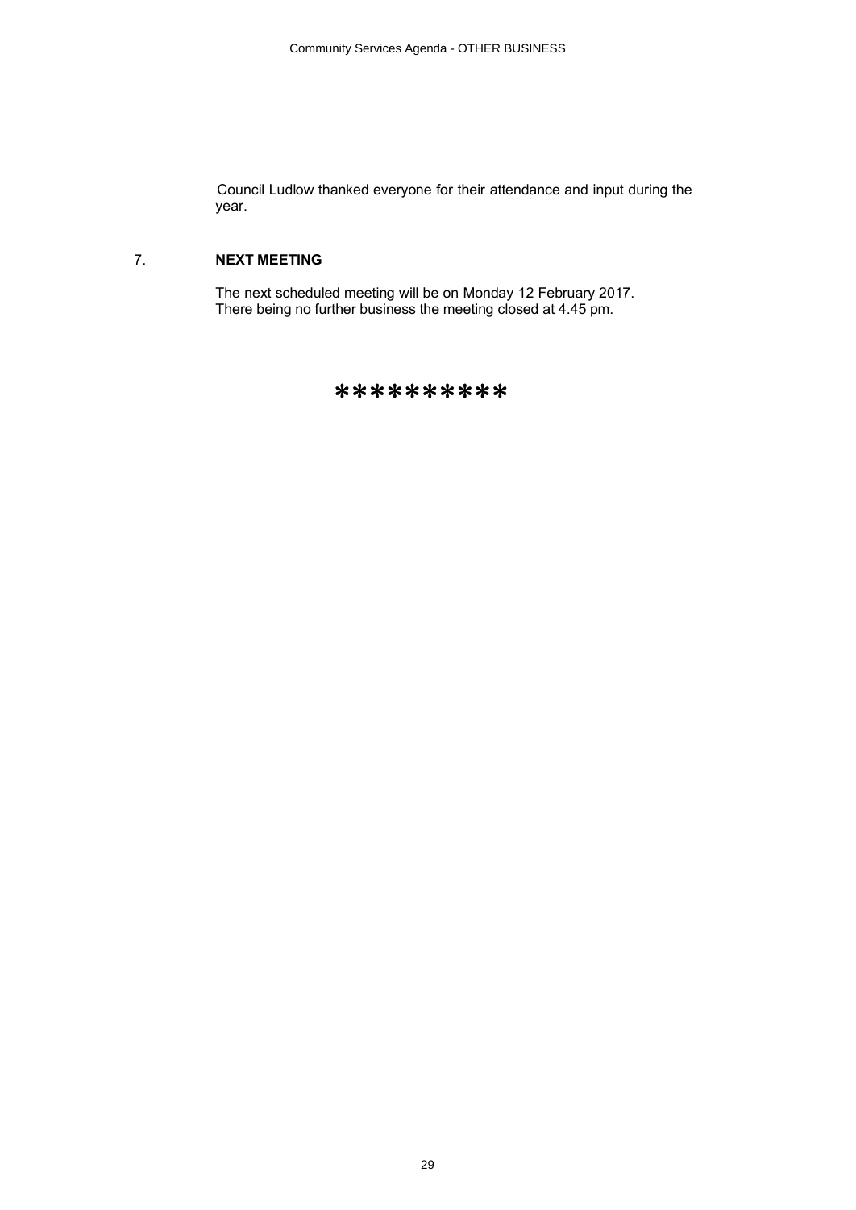Council Ludlow thanked everyone for their attendance and input during the year.

7. **NEXT MEETING**

The next scheduled meeting will be on Monday 12 February 2017. There being no further business the meeting closed at 4.45 pm.

**********